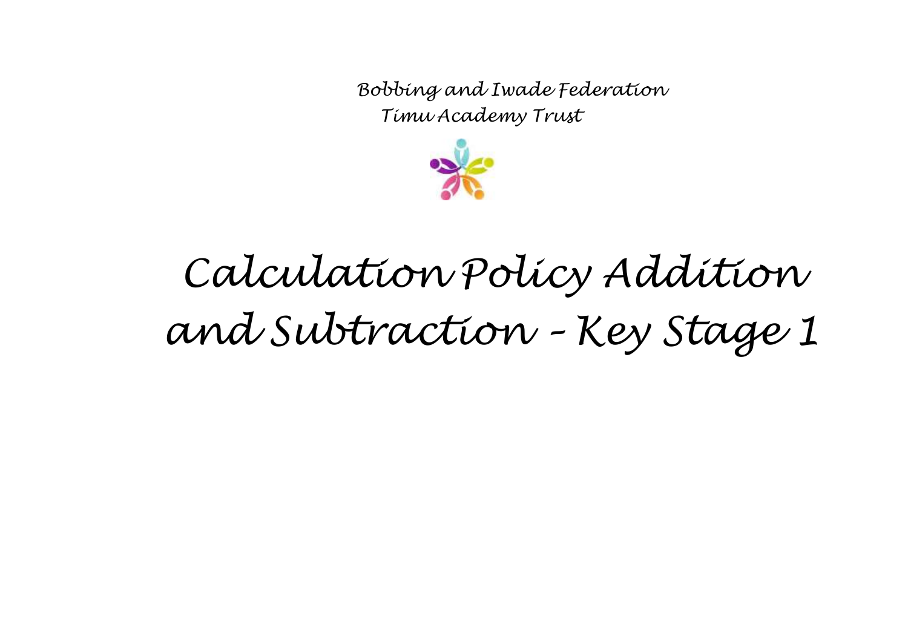Bobbing and Iwade Federation

Timu Academy Trust

# Calculation Policy Addition and Subtraction – Key Stage 1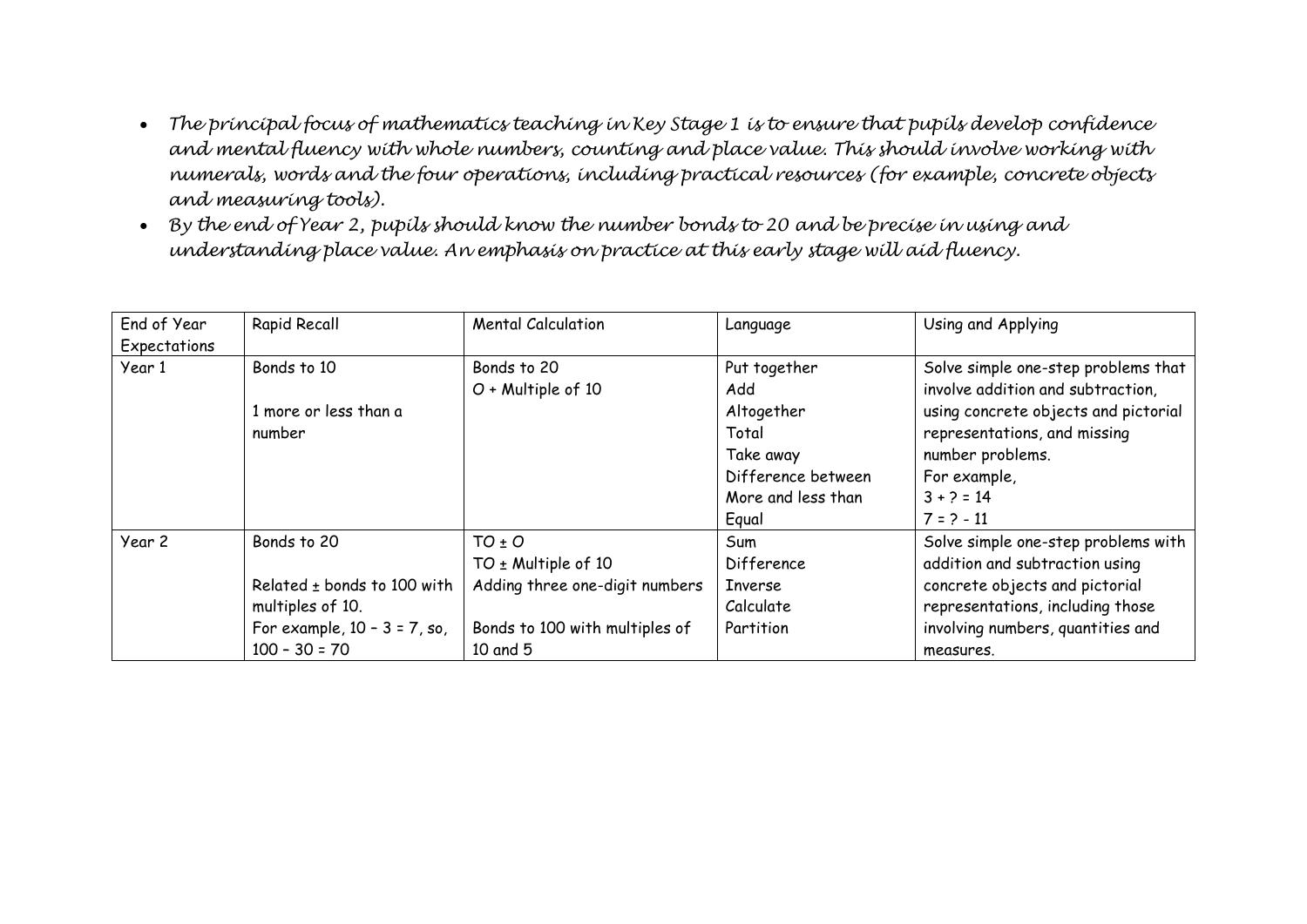- *The principal focus of mathematics teaching in Key Stage 1 is to ensure that pupils develop confidence and mental fluency with whole numbers, counting and place value. This should involve working with numerals, words and the four operations, including practical resources (for example, concrete objects and measuring tools).*
- *By the end of Year 2, pupils should know the number bonds to 20 and be precise in using and understanding place value. An emphasis on practice at this early stage will aid fluency.*

| End of Year Expectations | Rapid Recall | Mental Calculation | Language | Using and Applying |
|---|---|---|---|---|
| Year 1 | Bonds to 10<br><br>1 more or less than a number | Bonds to 20<br>O + Multiple of 10 | Put together<br>Add<br>Altogether<br>Total<br>Take away<br>Difference between<br>More and less than<br>Equal | Solve simple one-step problems that involve addition and subtraction, using concrete objects and pictorial representations, and missing number problems.<br>For example,<br>$3 + ? = 14$<br>$7 = ? - 11$ |
| Year 2 | Bonds to 20<br><br>Related ± bonds to 100 with multiples of 10.<br>For example, $10 - 3 = 7$, so, $100 - 30 = 70$ | TO ± O<br>TO ± Multiple of 10<br>Adding three one-digit numbers<br><br>Bonds to 100 with multiples of 10 and 5 | Sum<br>Difference<br>Inverse<br>Calculate<br>Partition | Solve simple one-step problems with addition and subtraction using concrete objects and pictorial representations, including those involving numbers, quantities and measures. |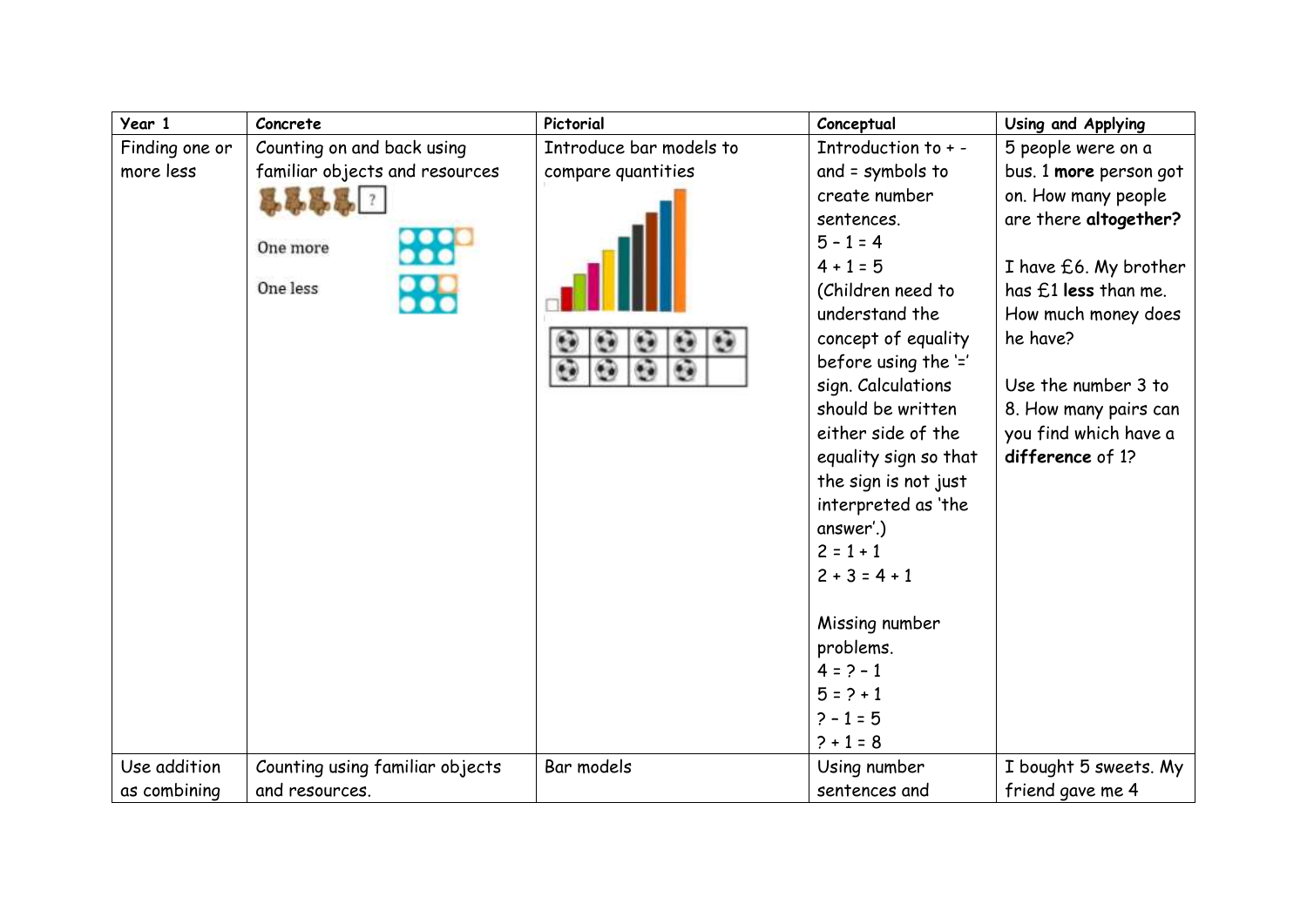| Year 1 | Concrete | Pictorial | Conceptual | Using and Applying |
|---|---|---|---|---|
| Finding one or more less | Counting on and back using familiar objects and resources<br>?<br>One more<br>One less | Introduce bar models to compare quantities | Introduction to + - and = symbols to create number sentences.<br>5 – 1 = 4<br>4 + 1 = 5<br>(Children need to understand the concept of equality before using the '=' sign. Calculations should be written either side of the equality sign so that the sign is not just interpreted as 'the answer'.)<br>2 = 1 + 1<br>2 + 3 = 4 + 1<br><br>Missing number problems.<br>4 = ? – 1<br>5 = ? + 1<br>? – 1 = 5<br>? + 1 = 8 | 5 people were on a bus. 1 **more** person got on. How many people are there **altogether?**<br><br>I have £6. My brother has £1 **less** than me. How much money does he have?<br><br>Use the number 3 to 8. How many pairs can you find which have a **difference** of 1? |
| Use addition as combining | Counting using familiar objects and resources. | Bar models | Using number sentences and | I bought 5 sweets. My friend gave me 4 |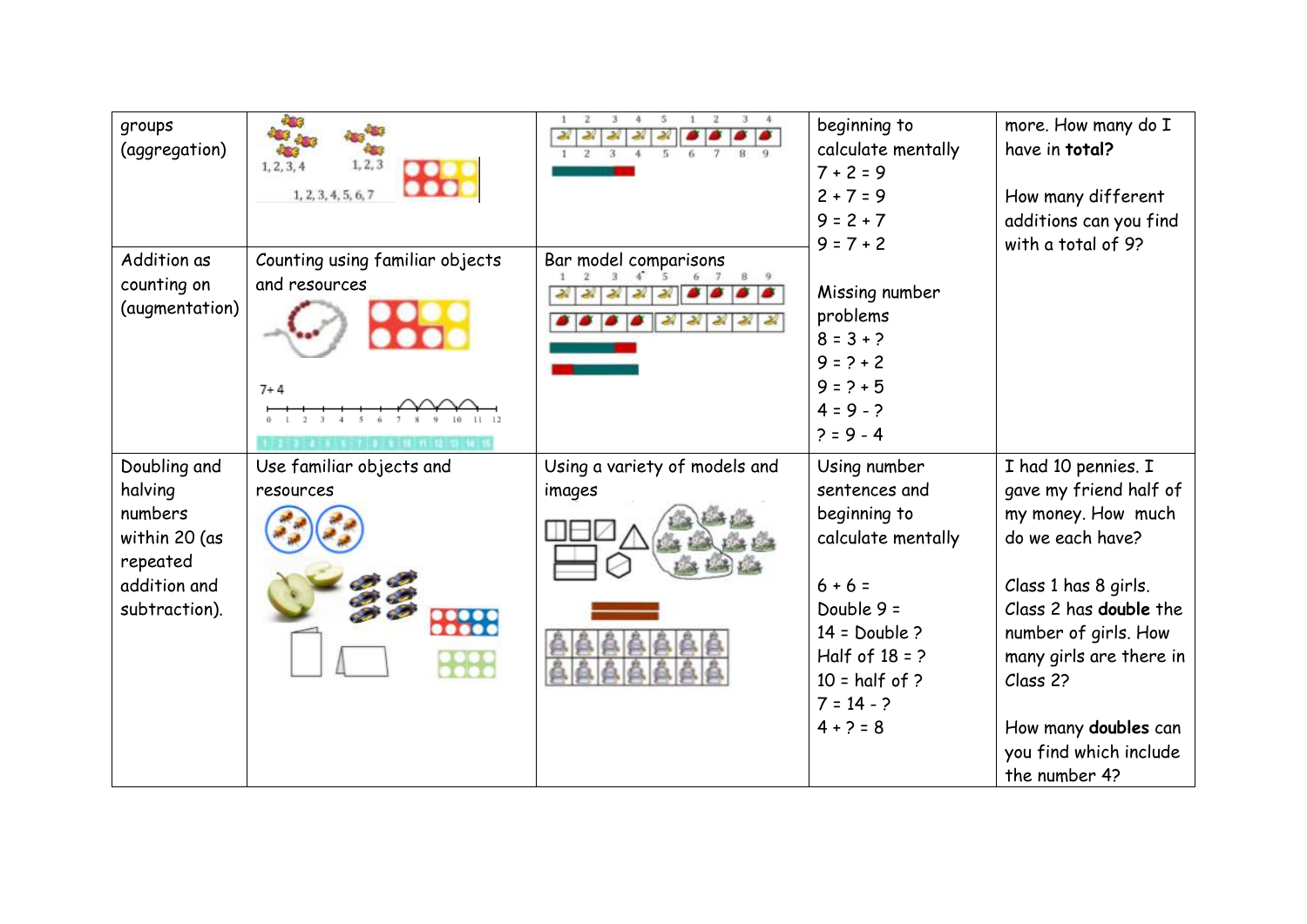| | | | | |
|---|---|---|---|---|
| groups (aggregation) | 1, 2, 3, 4 1, 2, 3 1, 2, 3, 4, 5, 6, 7 | | beginning to calculate mentally<br>7 + 2 = 9<br>2 + 7 = 9<br>9 = 2 + 7<br>9 = 7 + 2<br><br>Missing number problems<br>8 = 3 + ?<br>9 = ? + 2<br>9 = ? + 5<br>4 = 9 - ?<br>? = 9 - 4 | more. How many do I have in **total?**<br><br>How many different additions can you find with a total of 9? |
| Addition as counting on (augmentation) | Counting using familiar objects and resources<br><br>7+4 | Bar model comparisons | | |
| Doubling and halving numbers within 20 (as repeated addition and subtraction). | Use familiar objects and resources | Using a variety of models and images | Using number sentences and beginning to calculate mentally<br><br>6 + 6 =<br>Double 9 =<br>14 = Double ?<br>Half of 18 = ?<br>10 = half of ?<br>7 = 14 - ?<br>4 + ? = 8 | I had 10 pennies. I gave my friend half of my money. How much do we each have?<br><br>Class 1 has 8 girls. Class 2 has **double** the number of girls. How many girls are there in Class 2?<br><br>How many **doubles** can you find which include the number 4? |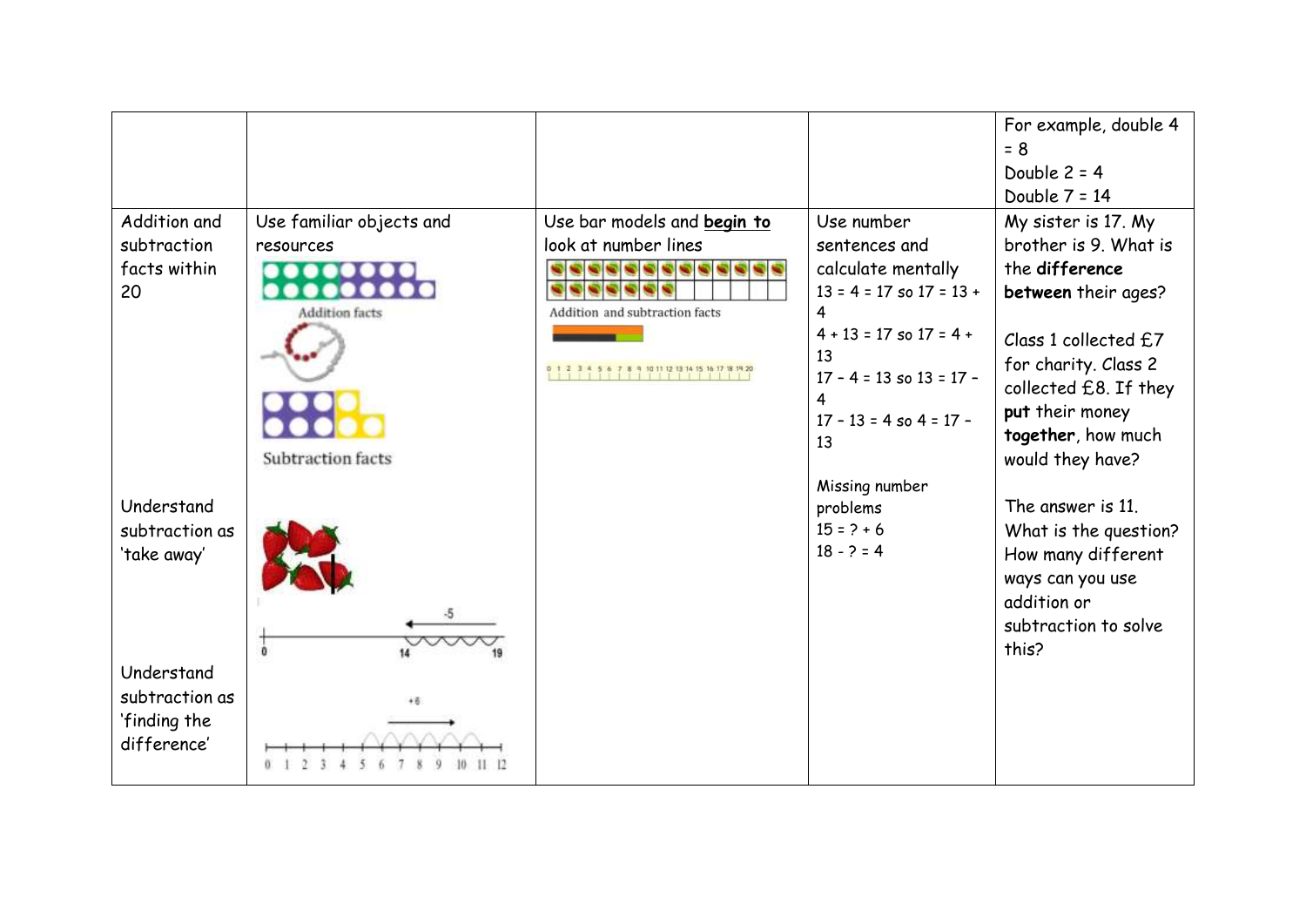| | | | | |
|---|---|---|---|---|
| | | | | For example, double 4 = 8<br>Double 2 = 4<br>Double 7 = 14 |
| Addition and subtraction facts within 20<br><br>Understand subtraction as 'take away'<br><br>Understand subtraction as 'finding the difference' | Use familiar objects and resources<br>Addition facts<br>Subtraction facts | Use bar models and **<u>begin to</u>** look at number lines<br>Addition and subtraction facts | Use number sentences and calculate mentally<br>13 = 4 = 17 so 17 = 13 + 4<br>4 + 13 = 17 so 17 = 4 + 13<br>17 – 4 = 13 so 13 = 17 – 4<br>17 – 13 = 4 so 4 = 17 – 13<br><br>Missing number problems<br>15 = ? + 6<br>18 - ? = 4 | My sister is 17. My brother is 9. What is the **difference between** their ages?<br><br>Class 1 collected £7 for charity. Class 2 collected £8. If they **put** their money **together**, how much would they have?<br><br>The answer is 11. What is the question? How many different ways can you use addition or subtraction to solve this? |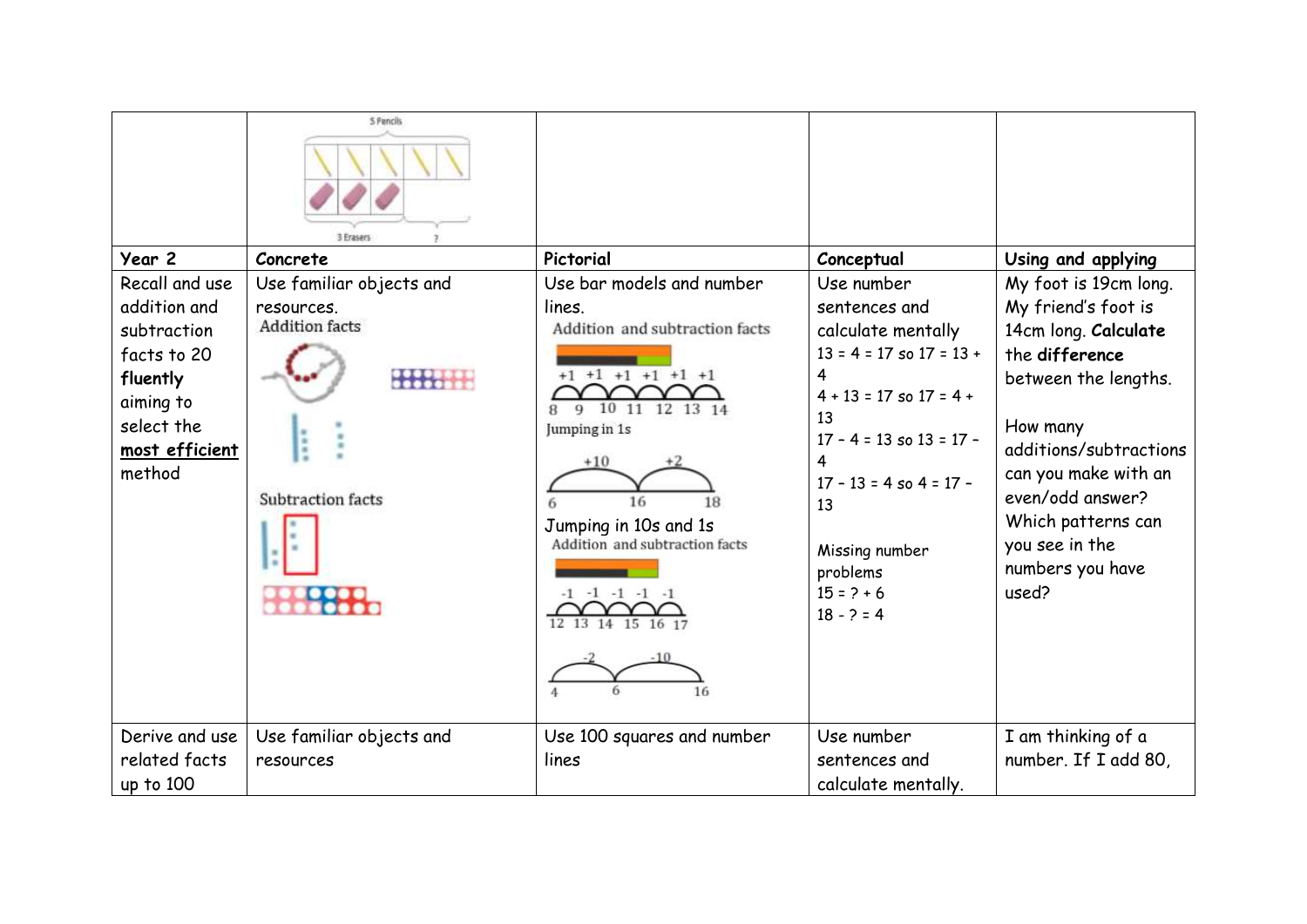| | 5 Pencils<br>3 Erasers ? | | | |
|---|---|---|---|---|
| **Year 2** | **Concrete** | **Pictorial** | **Conceptual** | **Using and applying** |
| Recall and use addition and subtraction facts to 20 **fluently** aiming to select the **most efficient** method | Use familiar objects and resources.<br>Addition facts<br>Subtraction facts | Use bar models and number lines.<br>Addition and subtraction facts<br>+1 +1 +1 +1 +1 +1<br>8 9 10 11 12 13 14<br>Jumping in 1s<br>+10 +2<br>6 16 18<br>Jumping in 10s and 1s<br>Addition and subtraction facts<br>-1 -1 -1 -1 -1<br>12 13 14 15 16 17<br>-2 -10<br>4 6 16 | Use number sentences and calculate mentally<br>13 = 4 = 17 so 17 = 13 + 4<br>4 + 13 = 17 so 17 = 4 + 13<br>17 – 4 = 13 so 13 = 17 – 4<br>17 – 13 = 4 so 4 = 17 – 13<br><br>Missing number problems<br>15 = ? + 6<br>18 - ? = 4 | My foot is 19cm long. My friend's foot is 14cm long. **Calculate** the **difference** between the lengths.<br><br>How many additions/subtractions can you make with an even/odd answer? Which patterns can you see in the numbers you have used? |
| Derive and use related facts up to 100 | Use familiar objects and resources | Use 100 squares and number lines | Use number sentences and calculate mentally. | I am thinking of a number. If I add 80, |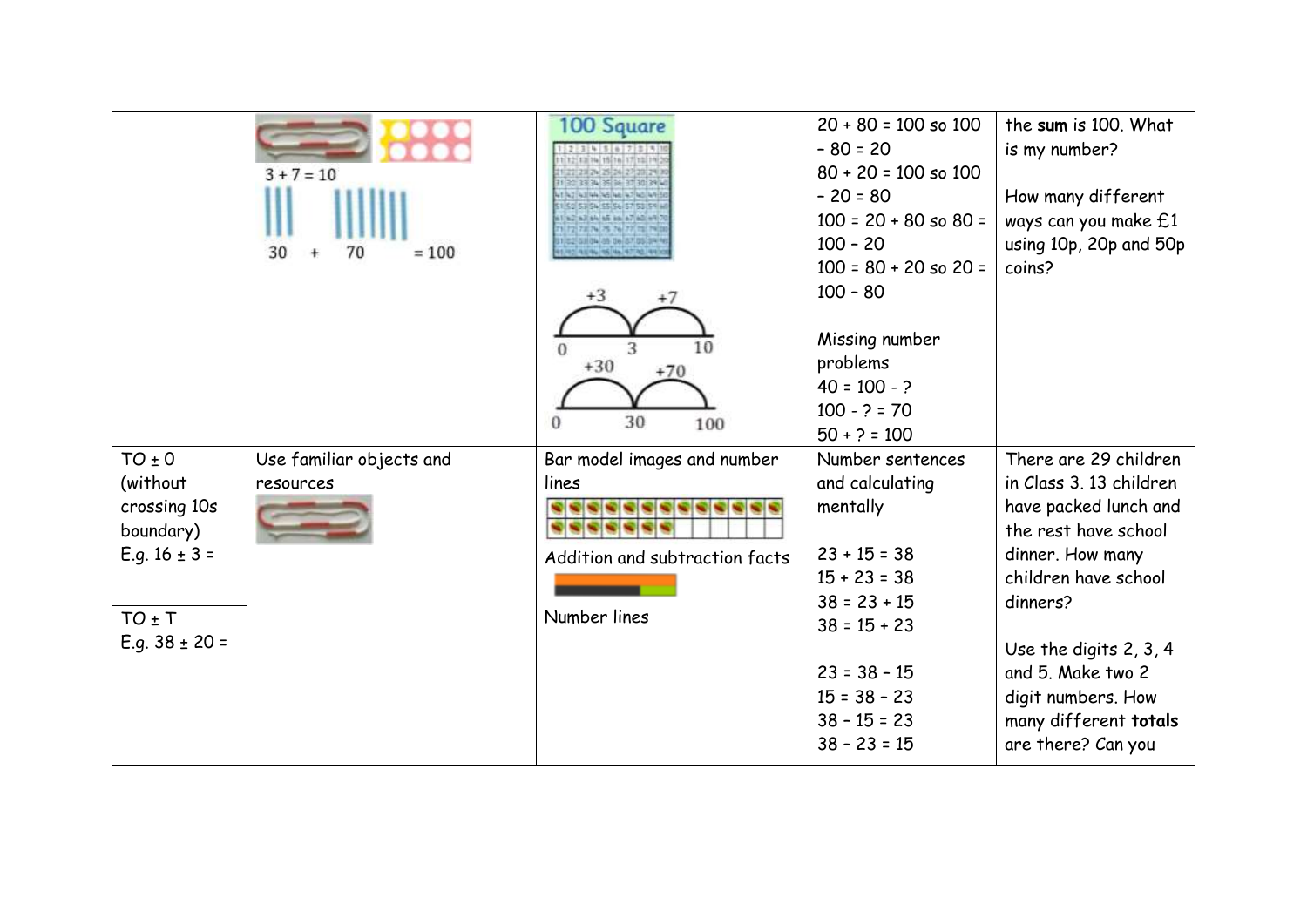|  |  |  |  |  |
|---|---|---|---|---|
|  | 3 + 7 = 10<br>30 + 70 = 100 | 100 Square<br>+3 +7<br>0 3 10<br>+30 +70<br>0 30 100 | 20 + 80 = 100 so 100 – 80 = 20<br>80 + 20 = 100 so 100 – 20 = 80<br>100 = 20 + 80 so 80 = 100 – 20<br>100 = 80 + 20 so 20 = 100 – 80<br><br>Missing number problems<br>40 = 100 - ?<br>100 - ? = 70<br>50 + ? = 100 | the **sum** is 100. What is my number?<br><br>How many different ways can you make £1 using 10p, 20p and 50p coins? |
| TO ± O (without crossing 10s boundary)<br>E.g. 16 ± 3 =<br><br>TO ± T<br>E.g. 38 ± 20 = | Use familiar objects and resources | Bar model images and number lines<br><br>Addition and subtraction facts<br><br>Number lines | Number sentences and calculating mentally<br><br>23 + 15 = 38<br>15 + 23 = 38<br>38 = 23 + 15<br>38 = 15 + 23<br><br>23 = 38 – 15<br>15 = 38 – 23<br>38 – 15 = 23<br>38 – 23 = 15 | There are 29 children in Class 3. 13 children have packed lunch and the rest have school dinner. How many children have school dinners?<br><br>Use the digits 2, 3, 4 and 5. Make two 2 digit numbers. How many different **totals** are there? Can you |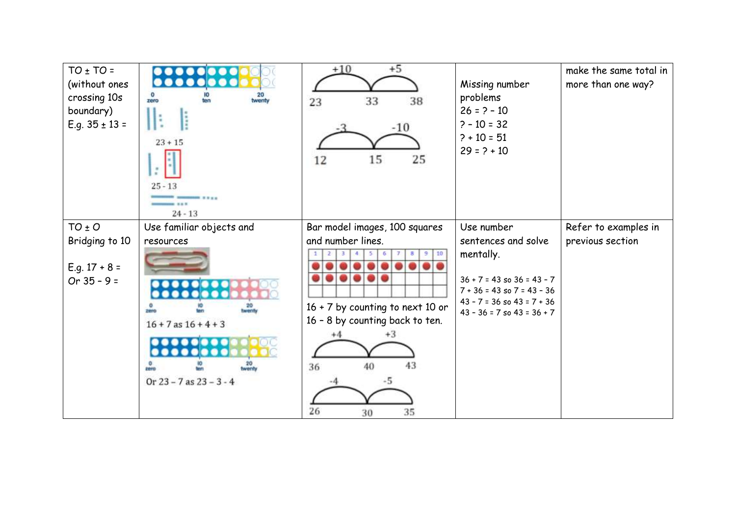| | | | | |
|---|---|---|---|---|
| TO ± TO = (without ones crossing 10s boundary) E.g. 35 ± 13 = | 0 zero 10 ten 20 twenty<br>23 + 15<br>25 - 13<br>24 - 13 | +10 +5<br>23 33 38<br>-3 -10<br>12 15 25 | Missing number problems<br>26 = ? – 10<br>? – 10 = 32<br>? + 10 = 51<br>29 = ? + 10 | make the same total in more than one way? |
| TO ± O Bridging to 10<br><br>E.g. 17 + 8 =<br>Or 35 – 9 = | Use familiar objects and resources<br>0 zero 10 ten 20 twenty<br>16 + 7 as 16 + 4 + 3<br>0 zero 10 ten 20 twenty<br>Or 23 – 7 as 23 – 3 - 4 | Bar model images, 100 squares and number lines.<br>1 2 3 4 5 6 7 8 9 10<br>16 + 7 by counting to next 10 or 16 – 8 by counting back to ten.<br>+4 +3<br>36 40 43<br>-4 -5<br>26 30 35 | Use number sentences and solve mentally.<br><br>36 + 7 = 43 so 36 = 43 – 7<br>7 + 36 = 43 so 7 = 43 – 36<br>43 – 7 = 36 so 43 = 7 + 36<br>43 – 36 = 7 so 43 = 36 + 7 | Refer to examples in previous section |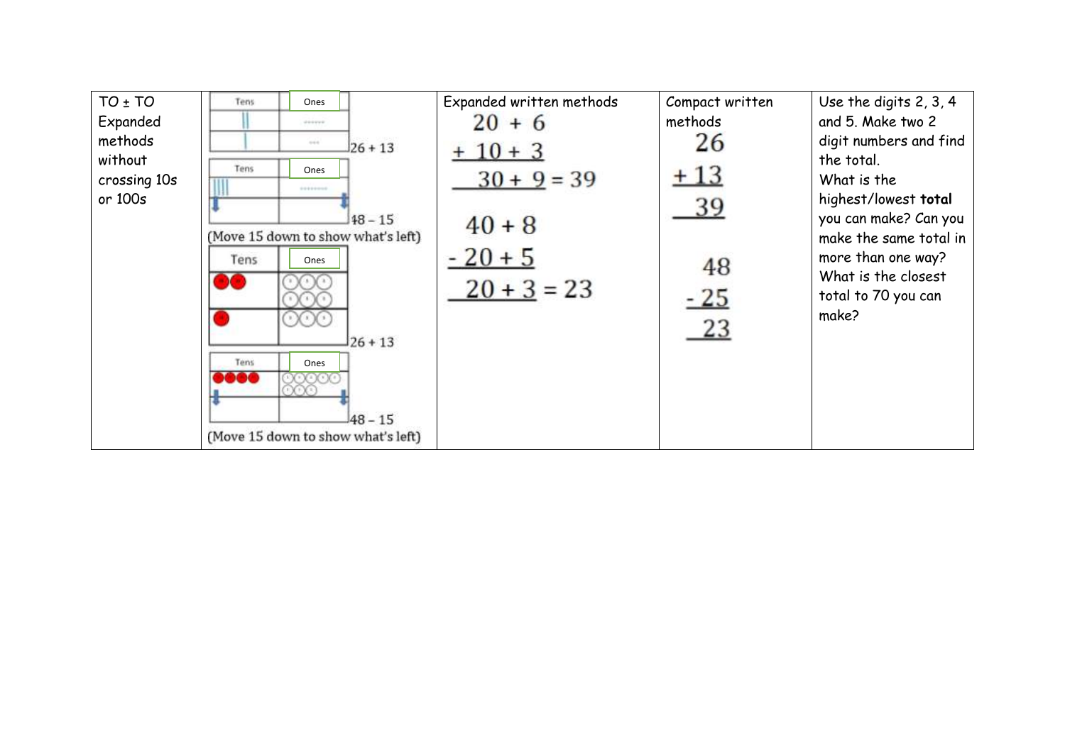| TO ± TO Expanded methods without crossing 10s or 100s | Tens / Ones<br>26 + 13<br>Tens / Ones<br>48 – 15<br>(Move 15 down to show what's left)<br>Tens / Ones<br>26 + 13<br>Tens / Ones<br>48 – 15<br>(Move 15 down to show what's left) | Expanded written methods<br>$20 + 6$<br>$+ 10 + 3$<br>$30 + 9 = 39$<br><br>$40 + 8$<br>$- 20 + 5$<br>$20 + 3 = 23$ | Compact written methods<br>26<br>+ 13<br>39<br><br>48<br>- 25<br>23 | Use the digits 2, 3, 4 and 5. Make two 2 digit numbers and find the total.<br>What is the highest/lowest **total** you can make? Can you make the same total in more than one way?<br>What is the closest total to 70 you can make? |
|---|---|---|---|---|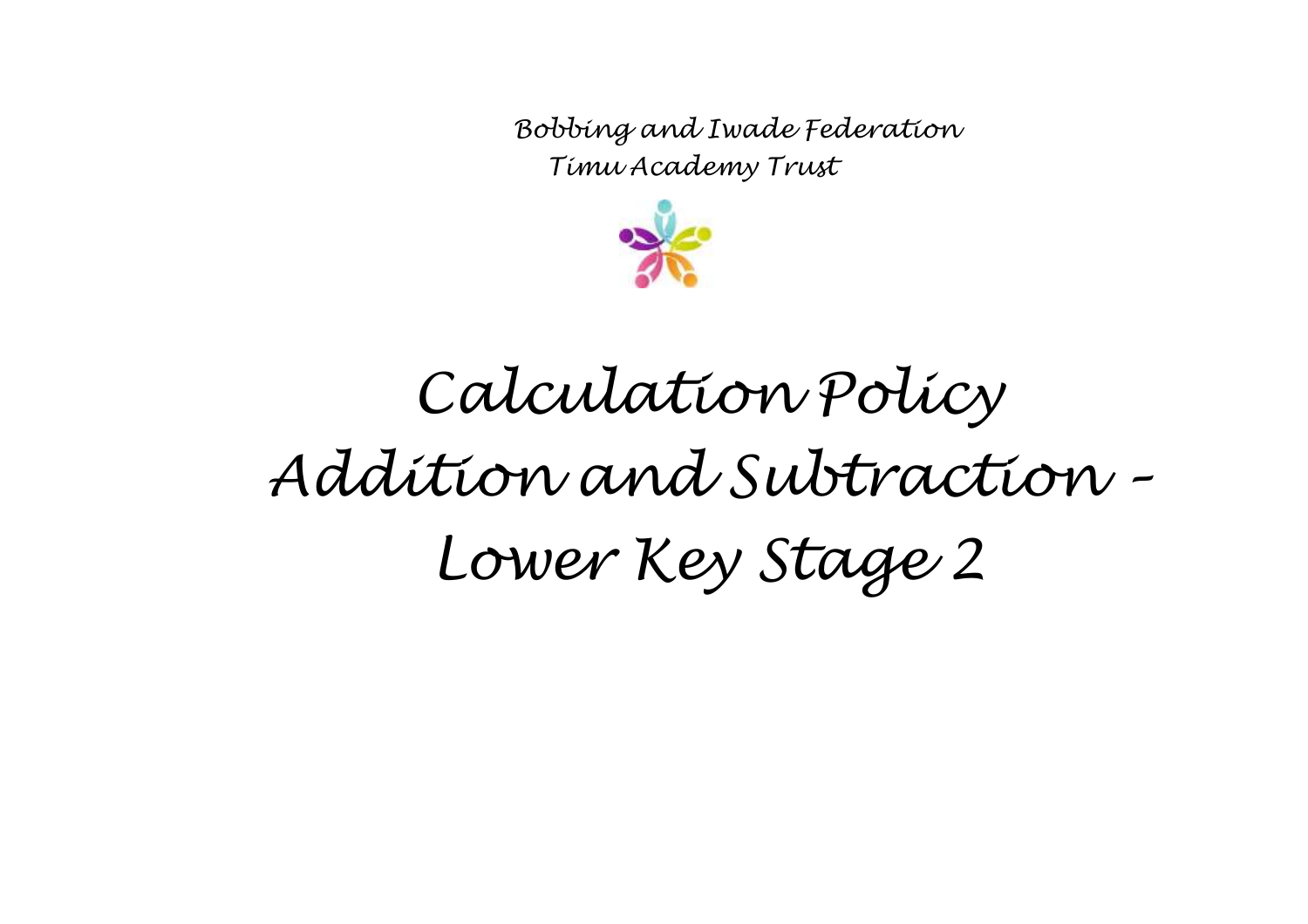Bobbing and Iwade Federation

Timu Academy Trust

# Calculation Policy

# Addition and Subtraction – Lower Key Stage 2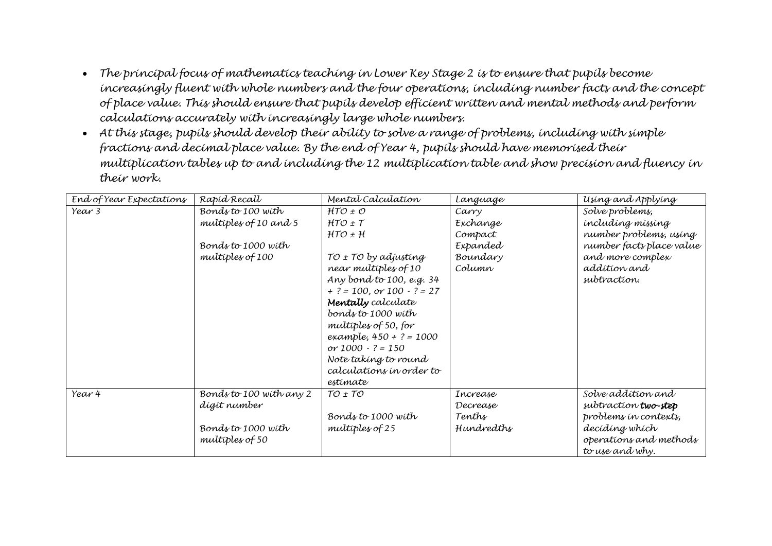- *The principal focus of mathematics teaching in Lower Key Stage 2 is to ensure that pupils become increasingly fluent with whole numbers and the four operations, including number facts and the concept of place value. This should ensure that pupils develop efficient written and mental methods and perform calculations accurately with increasingly large whole numbers.*
- *At this stage, pupils should develop their ability to solve a range of problems, including with simple fractions and decimal place value. By the end of Year 4, pupils should have memorised their multiplication tables up to and including the 12 multiplication table and show precision and fluency in their work.*

| End of Year Expectations | Rapid Recall | Mental Calculation | Language | Using and Applying |
|---|---|---|---|---|
| Year 3 | Bonds to 100 with multiples of 10 and 5<br><br>Bonds to 1000 with multiples of 100 | HTO ± O<br>HTO ± T<br>HTO ± H<br><br>TO ± TO by adjusting near multiples of 10<br>Any bond to 100, e.g. 34 + ? = 100, or 100 - ? = 27<br>**Mentally** calculate bonds to 1000 with multiples of 50, for example, 450 + ? = 1000 or 1000 - ? = 150<br>Note taking to round calculations in order to estimate | Carry<br>Exchange<br>Compact<br>Expanded<br>Boundary<br>Column | Solve problems, including missing number problems, using number facts place value and more complex addition and subtraction. |
| Year 4 | Bonds to 100 with any 2 digit number<br><br>Bonds to 1000 with multiples of 50 | TO ± TO<br><br>Bonds to 1000 with multiples of 25 | Increase<br>Decrease<br>Tenths<br>Hundredths | Solve addition and subtraction **two-step** problems in contexts, deciding which operations and methods to use and why. |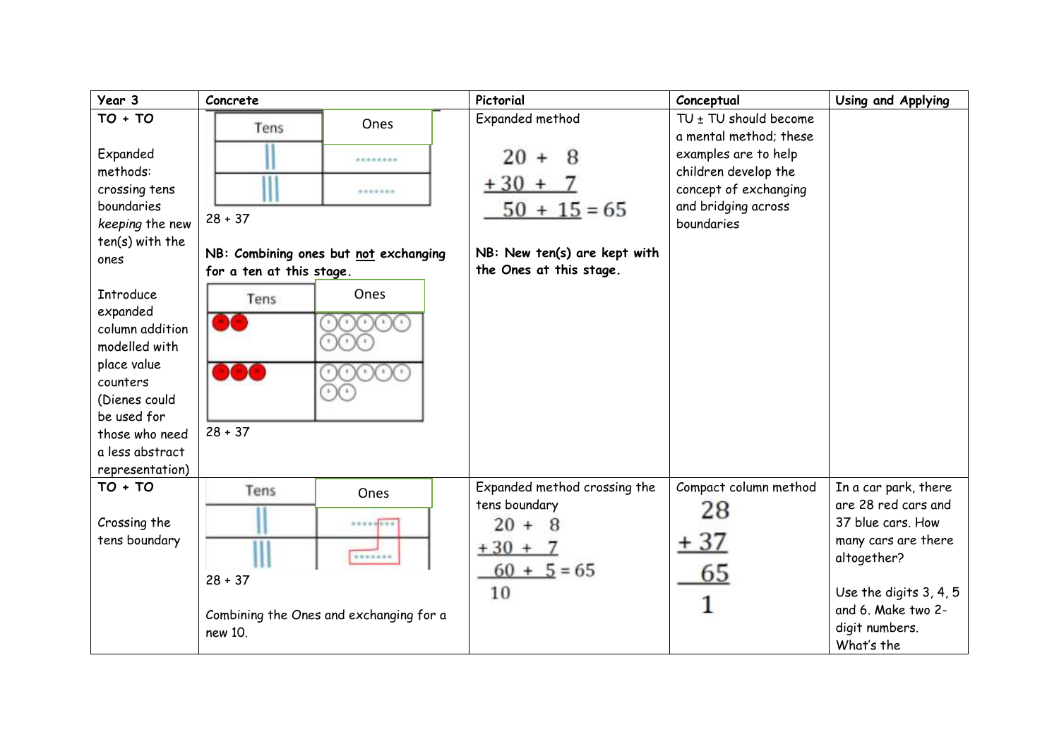| Year 3 | Concrete | Pictorial | Conceptual | Using and Applying |
|---|---|---|---|---|
| **TO + TO**<br><br>Expanded methods: crossing tens boundaries *keeping* the new ten(s) with the ones<br><br>Introduce expanded column addition modelled with place value counters (Dienes could be used for those who need a less abstract representation) | Tens / Ones<br>28 + 37<br><br>**NB: Combining ones but <u>not</u> exchanging for a ten at this stage.**<br><br>Tens / Ones<br>28 + 37 | Expanded method<br><br>$20 + 8$<br>$+ 30 + 7$<br>$50 + 15 = 65$<br><br>**NB: New ten(s) are kept with the Ones at this stage.** | TU ± TU should become a mental method; these examples are to help children develop the concept of exchanging and bridging across boundaries | |
| **TO + TO**<br><br>Crossing the tens boundary | Tens / Ones<br>28 + 37<br><br>Combining the Ones and exchanging for a new 10. | Expanded method crossing the tens boundary<br>$20 + 8$<br>$+ 30 + 7$<br>$60 + 5 = 65$<br>$10$ | Compact column method<br>$28$<br>$+ 37$<br>$65$<br>$1$ | In a car park, there are 28 red cars and 37 blue cars. How many cars are there altogether?<br><br>Use the digits 3, 4, 5 and 6. Make two 2-digit numbers. What's the |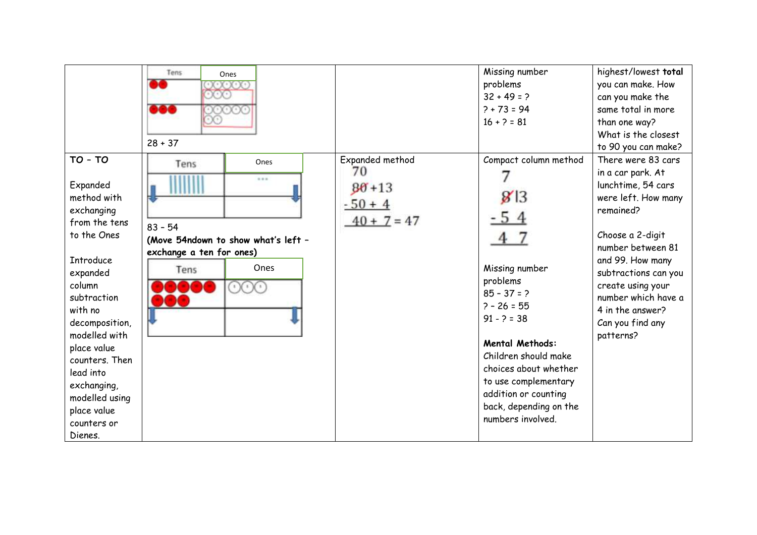| | | | | |
|---|---|---|---|---|
| | Tens / Ones<br>28 + 37 | | Missing number problems<br>32 + 49 = ?<br>? + 73 = 94<br>16 + ? = 81 | highest/lowest **total** you can make. How can you make the same total in more than one way?<br>What is the closest to 90 you can make? |
| **TO - TO**<br><br>Expanded method with exchanging from the tens to the Ones<br><br>Introduce expanded column subtraction with no decomposition, modelled with place value counters. Then lead into exchanging, modelled using place value counters or Dienes. | Tens / Ones<br>83 - 54<br>**(Move 54ndown to show what's left – exchange a ten for ones)**<br>Tens / Ones | Expanded method<br>70<br>~~80~~ +13<br>- 50 + 4<br>40 + 7 = 47 | Compact column method<br>7<br>~~8~~ 13<br>- 5 4<br>4 7<br><br>Missing number problems<br>85 - 37 = ?<br>? - 26 = 55<br>91 - ? = 38<br><br>**Mental Methods:**<br>Children should make choices about whether to use complementary addition or counting back, depending on the numbers involved. | There were 83 cars in a car park. At lunchtime, 54 cars were left. How many remained?<br><br>Choose a 2-digit number between 81 and 99. How many subtractions can you create using your number which have a 4 in the answer?<br>Can you find any patterns? |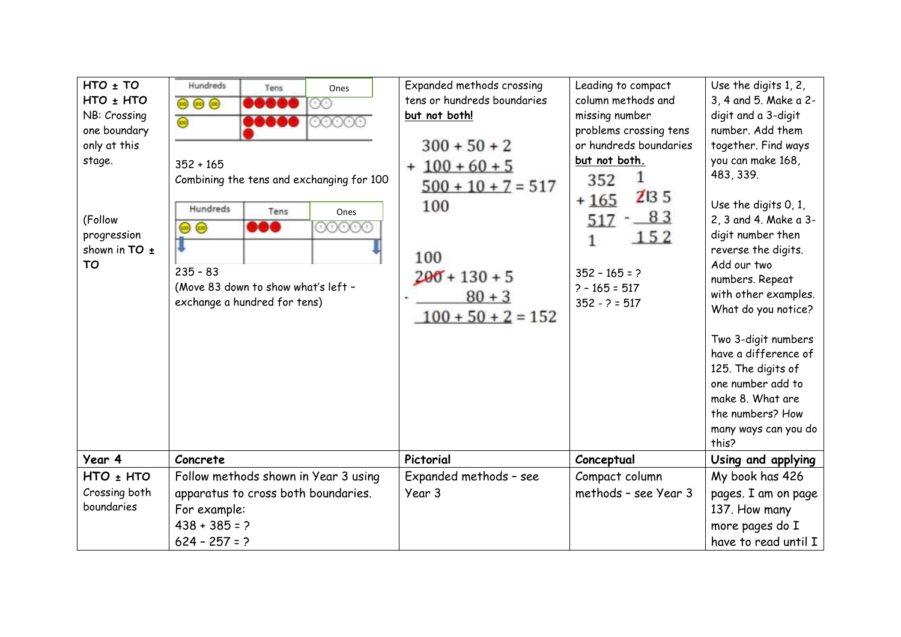| HTO ± TO<br>HTO ± HTO<br>NB: Crossing one boundary only at this stage.<br><br>(Follow progression shown in TO ± TO | Hundreds / Tens / Ones place value chart<br><br>352 + 165<br>Combining the tens and exchanging for 100<br><br>Hundreds / Tens / Ones place value chart<br><br>235 – 83<br>(Move 83 down to show what's left – exchange a hundred for tens) | Expanded methods crossing tens or hundreds boundaries **but not both!**<br><br>$300 + 50 + 2$<br>$+\ 100 + 60 + 5$<br>$500 + 10 + 7 = 517$<br>100<br><br>100<br>~~200~~ $+ 130 + 5$<br>$-\ 80 + 3$<br>$100 + 50 + 2 = 152$ | Leading to compact column methods and missing number problems crossing tens or hundreds boundaries **but not both.**<br><br>352<br>+ 165<br>517<br>1<br><br>1<br>~~2~~13 5<br>- 83<br>152<br><br>352 – 165 = ?<br>? – 165 = 517<br>352 - ? = 517 | Use the digits 1, 2, 3, 4 and 5. Make a 2-digit and a 3-digit number. Add them together. Find ways you can make 168, 483, 339.<br><br>Use the digits 0, 1, 2, 3 and 4. Make a 3-digit number then reverse the digits. Add our two numbers. Repeat with other examples. What do you notice?<br><br>Two 3-digit numbers have a difference of 125. The digits of one number add to make 8. What are the numbers? How many ways can you do this? |
|---|---|---|---|---|
| **Year 4** | **Concrete** | **Pictorial** | **Conceptual** | **Using and applying** |
| **HTO ± HTO**<br>Crossing both boundaries | Follow methods shown in Year 3 using apparatus to cross both boundaries.<br>For example:<br>438 + 385 = ?<br>624 – 257 = ? | Expanded methods – see Year 3 | Compact column methods – see Year 3 | My book has 426 pages. I am on page 137. How many more pages do I have to read until I |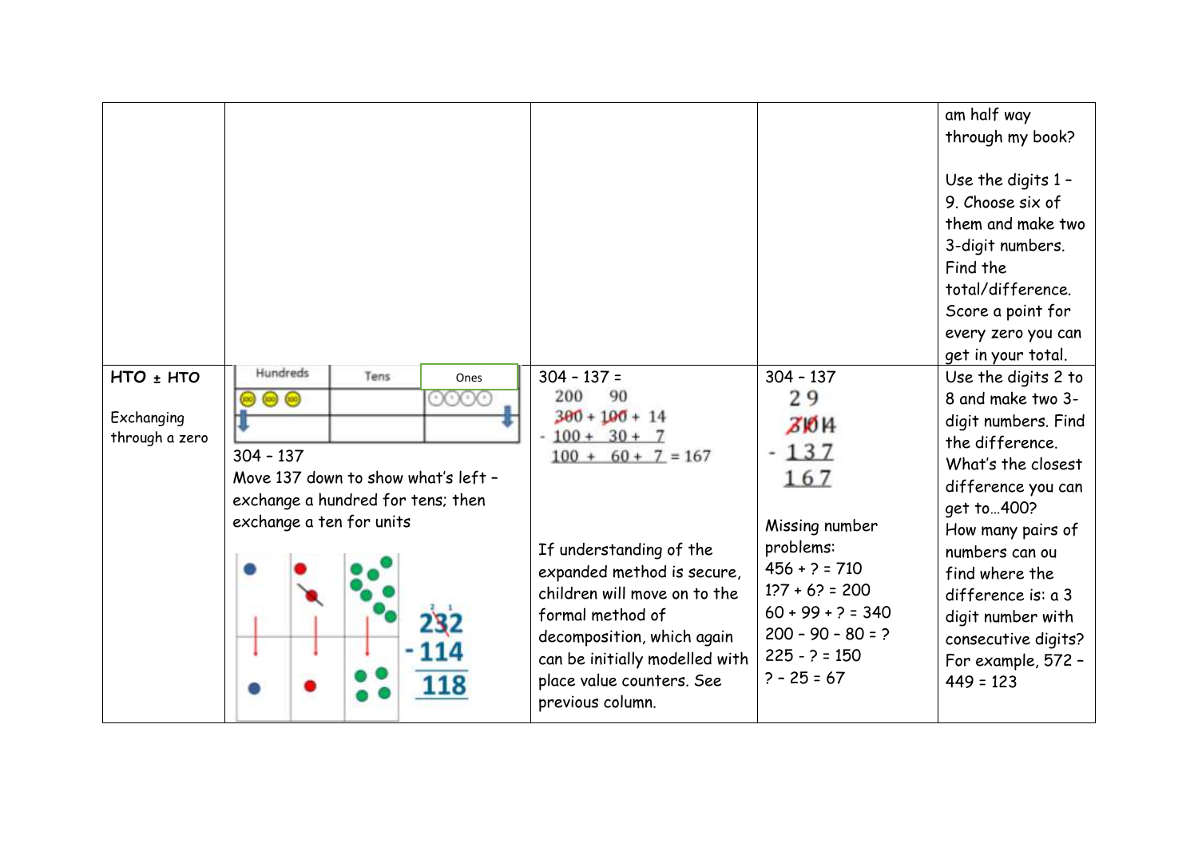| | | | | |
|---|---|---|---|---|
| | | | | am half way through my book?<br><br>Use the digits 1 – 9. Choose six of them and make two 3-digit numbers. Find the total/difference. Score a point for every zero you can get in your total. |
| **HTO ± HTO**<br><br>Exchanging through a zero | Hundreds / Tens / Ones<br><br>304 – 137<br>Move 137 down to show what's left – exchange a hundred for tens; then exchange a ten for units<br><br>232<br>- 114<br>118 | 304 – 137 =<br>200 90<br>~~300~~ + ~~100~~ + 14<br>- 100 + 30 + 7<br>100 + 60 + 7 = 167<br><br>If understanding of the expanded method is secure, children will move on to the formal method of decomposition, which again can be initially modelled with place value counters. See previous column. | 304 – 137<br>2 9<br>~~3~~ ~~10~~ 14<br>- 137<br>167<br><br>Missing number problems:<br>456 + ? = 710<br>1?7 + 6? = 200<br>60 + 99 + ? = 340<br>200 – 90 – 80 = ?<br>225 - ? = 150<br>? – 25 = 67 | Use the digits 2 to 8 and make two 3-digit numbers. Find the difference. What's the closest difference you can get to…400?<br>How many pairs of numbers can ou find where the difference is: a 3 digit number with consecutive digits? For example, 572 – 449 = 123 |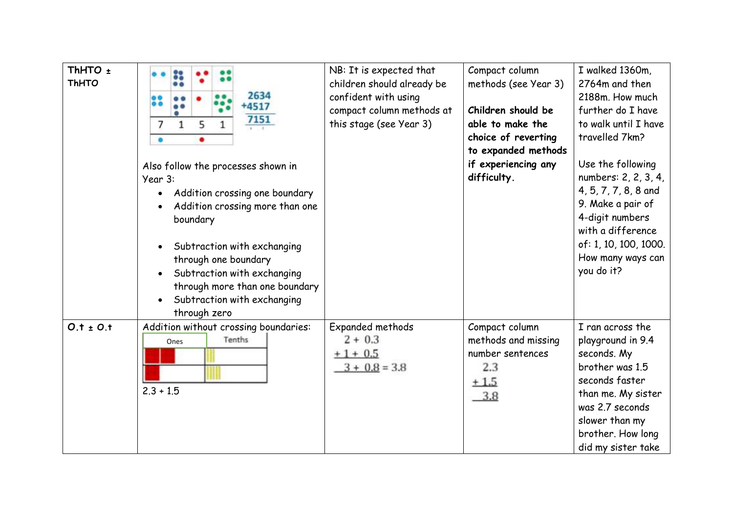| ThHTO ± ThHTO | 7 1 5 1<br><br>2634<br>+4517<br>7151<br><br>Also follow the processes shown in Year 3:<br>• Addition crossing one boundary<br>• Addition crossing more than one boundary<br><br>• Subtraction with exchanging through one boundary<br>• Subtraction with exchanging through more than one boundary<br>• Subtraction with exchanging through zero | NB: It is expected that children should already be confident with using compact column methods at this stage (see Year 3) | Compact column methods (see Year 3)<br><br>**Children should be able to make the choice of reverting to expanded methods if experiencing any difficulty.** | I walked 1360m, 2764m and then 2188m. How much further do I have to walk until I have travelled 7km?<br><br>Use the following numbers: 2, 2, 3, 4, 4, 5, 7, 7, 8, 8 and 9. Make a pair of 4-digit numbers with a difference of: 1, 10, 100, 1000. How many ways can you do it? |
|---|---|---|---|---|
| O.t ± O.t | Addition without crossing boundaries:<br><br>Ones \| Tenths<br><br>2.3 + 1.5 | Expanded methods<br>2 + 0.3<br>+ 1 + 0.5<br>3 + 0.8 = 3.8 | Compact column methods and missing number sentences<br>2.3<br>+ 1.5<br>3.8 | I ran across the playground in 9.4 seconds. My brother was 1.5 seconds faster than me. My sister was 2.7 seconds slower than my brother. How long did my sister take |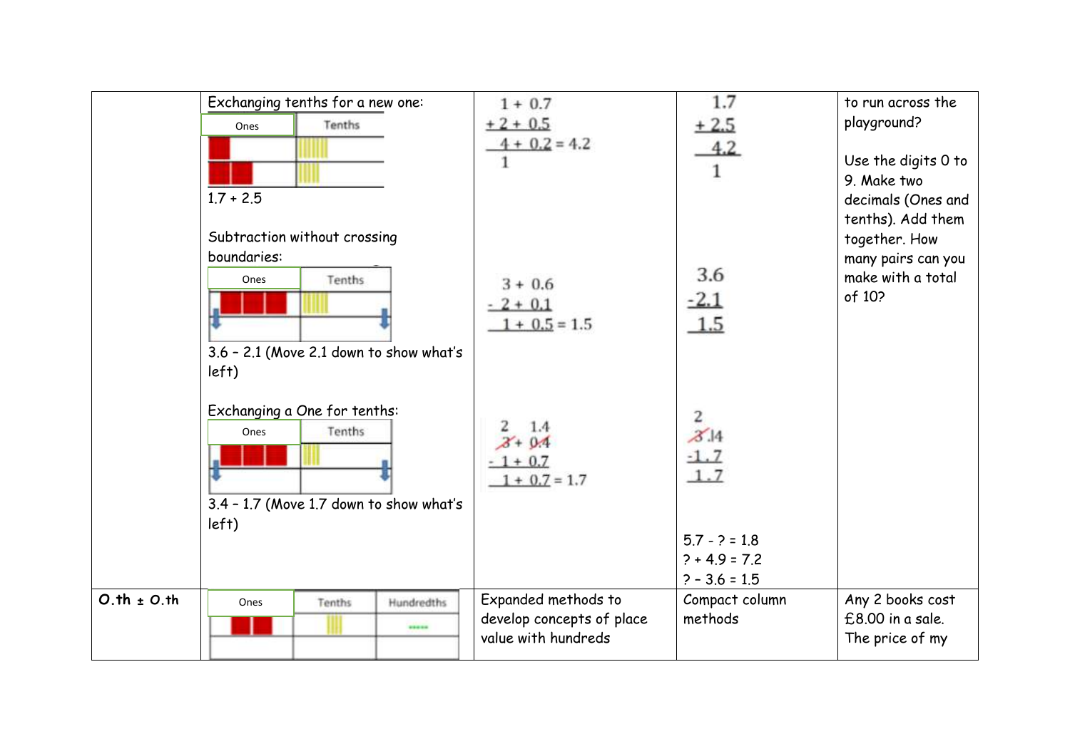| | | | | |
|---|---|---|---|---|
| | Exchanging tenths for a new one: Ones / Tenths 1.7 + 2.5 Subtraction without crossing boundaries: Ones / Tenths 3.6 – 2.1 (Move 2.1 down to show what's left) Exchanging a One for tenths: Ones / Tenths 3.4 – 1.7 (Move 1.7 down to show what's left) | 1 + 0.7 + 2 + 0.5 4 + 0.2 = 4.2 1 3 + 0.6 - 2 + 0.1 1 + 0.5 = 1.5 2 1.4 3 + 0.4 - 1 + 0.7 1 + 0.7 = 1.7 | 1.7 + 2.5 4.2 1 3.6 -2.1 1.5 2 3.14 -1.7 1.7 5.7 - ? = 1.8 ? + 4.9 = 7.2 ? – 3.6 = 1.5 | to run across the playground? Use the digits 0 to 9. Make two decimals (Ones and tenths). Add them together. How many pairs can you make with a total of 10? |
| **O.th ± O.th** | Ones / Tenths / Hundredths | Expanded methods to develop concepts of place value with hundreds | Compact column methods | Any 2 books cost £8.00 in a sale. The price of my |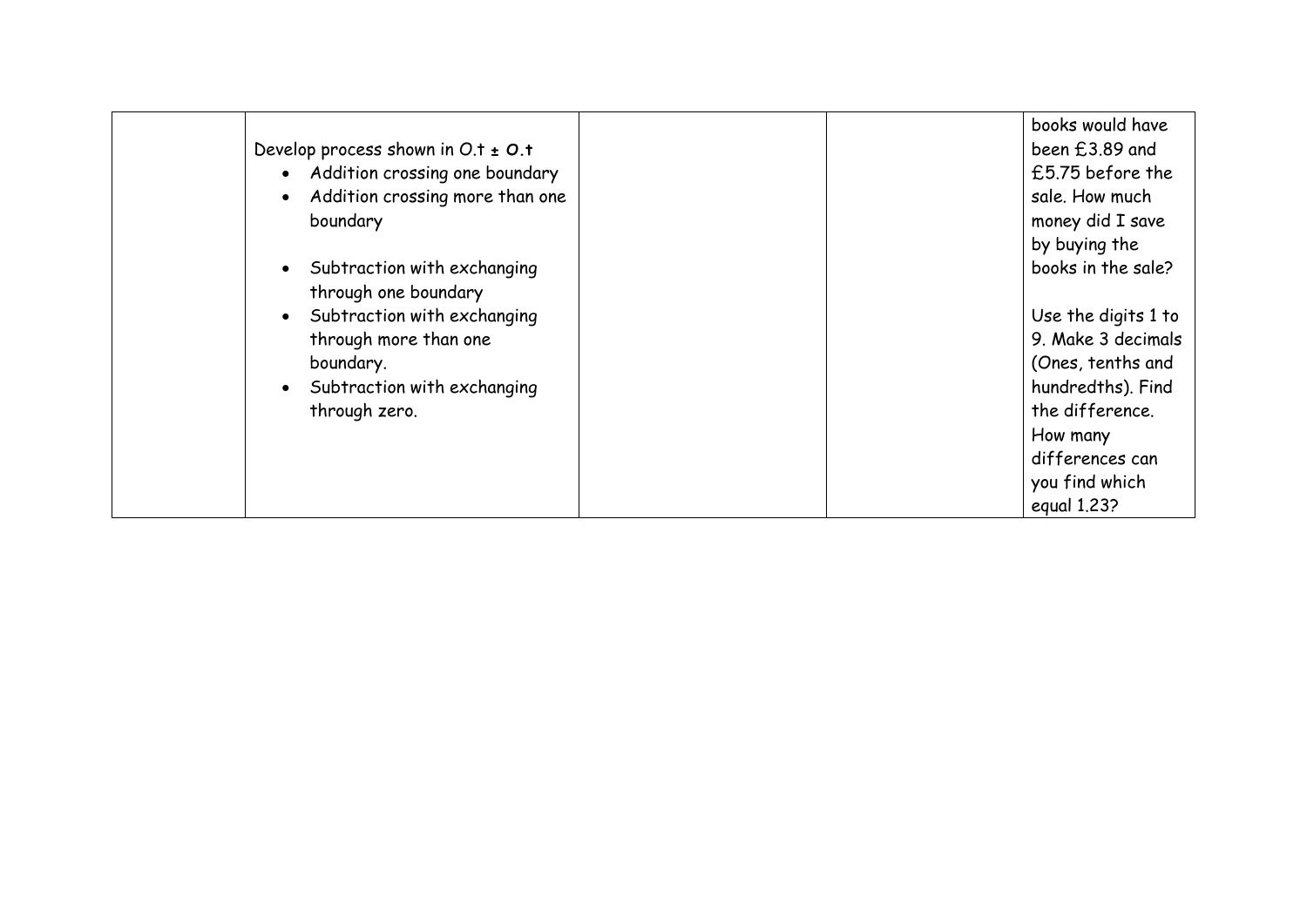| | | | | |
|---|---|---|---|---|
| | Develop process shown in O.t ± O.t<br>• Addition crossing one boundary<br>• Addition crossing more than one boundary<br><br>• Subtraction with exchanging through one boundary<br>• Subtraction with exchanging through more than one boundary.<br>• Subtraction with exchanging through zero. | | | books would have been £3.89 and £5.75 before the sale. How much money did I save by buying the books in the sale?<br><br>Use the digits 1 to 9. Make 3 decimals (Ones, tenths and hundredths). Find the difference. How many differences can you find which equal 1.23? |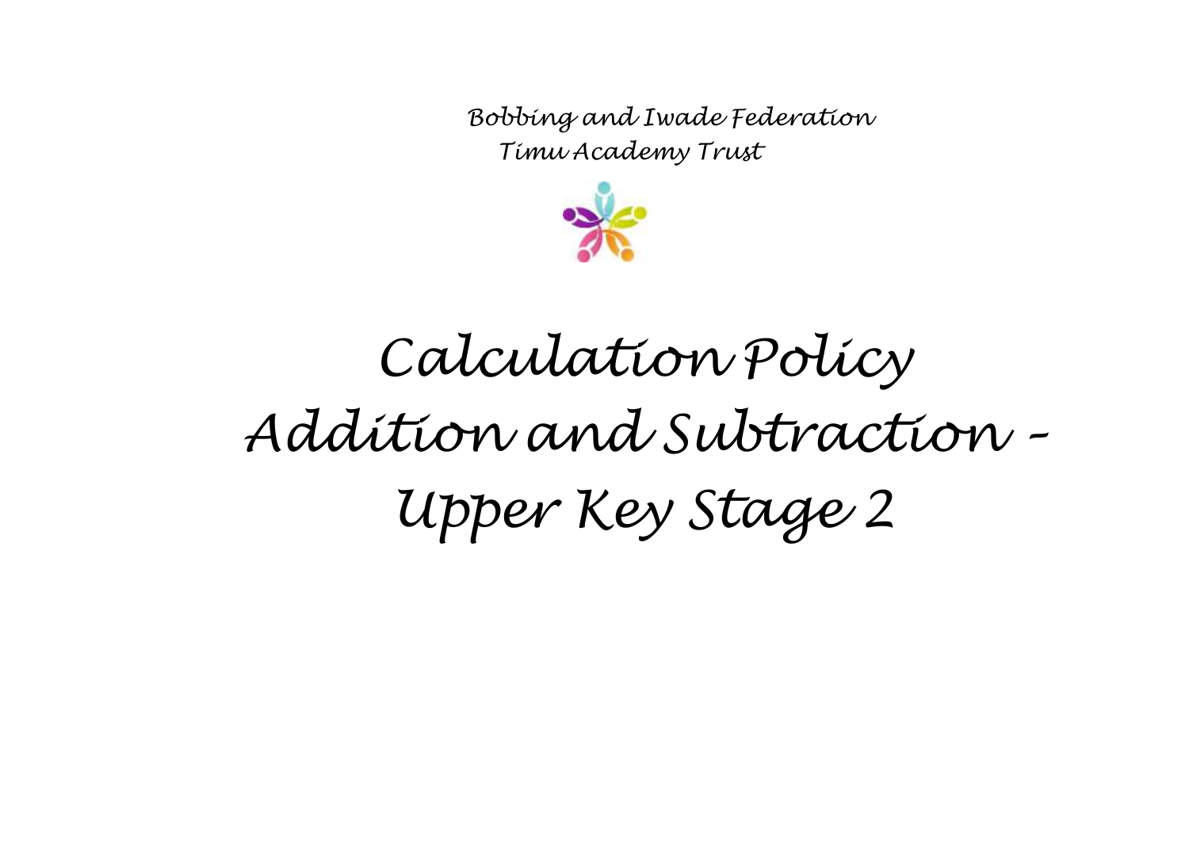Bobbing and Iwade Federation

Timu Academy Trust

# Calculation Policy
# Addition and Subtraction – Upper Key Stage 2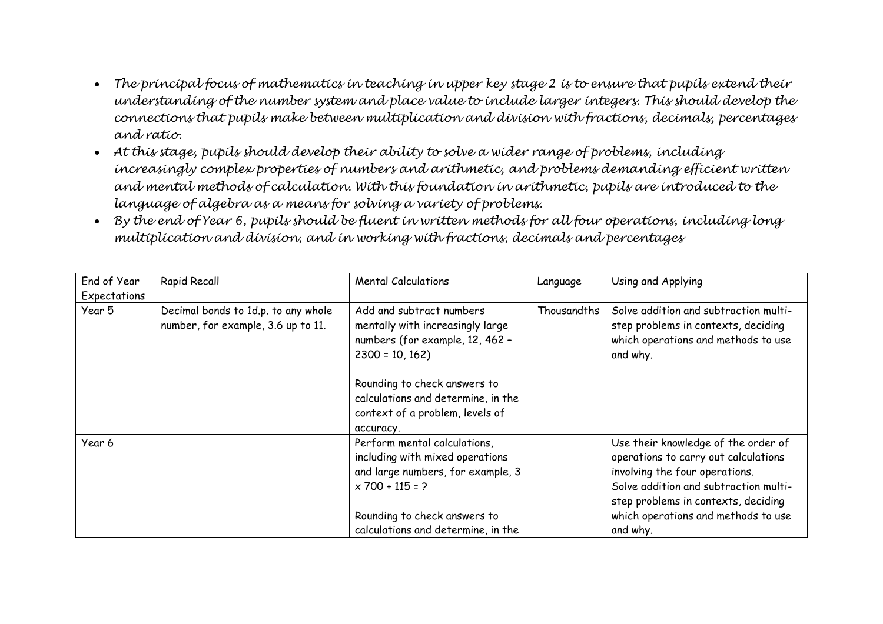- *The principal focus of mathematics in teaching in upper key stage 2 is to ensure that pupils extend their understanding of the number system and place value to include larger integers. This should develop the connections that pupils make between multiplication and division with fractions, decimals, percentages and ratio.*
- *At this stage, pupils should develop their ability to solve a wider range of problems, including increasingly complex properties of numbers and arithmetic, and problems demanding efficient written and mental methods of calculation. With this foundation in arithmetic, pupils are introduced to the language of algebra as a means for solving a variety of problems.*
- *By the end of Year 6, pupils should be fluent in written methods for all four operations, including long multiplication and division, and in working with fractions, decimals and percentages*

| End of Year Expectations | Rapid Recall | Mental Calculations | Language | Using and Applying |
|---|---|---|---|---|
| Year 5 | Decimal bonds to 1d.p. to any whole number, for example, 3.6 up to 11. | Add and subtract numbers mentally with increasingly large numbers (for example, 12, 462 – 2300 = 10, 162)<br><br>Rounding to check answers to calculations and determine, in the context of a problem, levels of accuracy. | Thousandths | Solve addition and subtraction multi-step problems in contexts, deciding which operations and methods to use and why. |
| Year 6 | | Perform mental calculations, including with mixed operations and large numbers, for example, 3 x 700 + 115 = ?<br><br>Rounding to check answers to calculations and determine, in the | | Use their knowledge of the order of operations to carry out calculations involving the four operations.<br>Solve addition and subtraction multi-step problems in contexts, deciding which operations and methods to use and why. |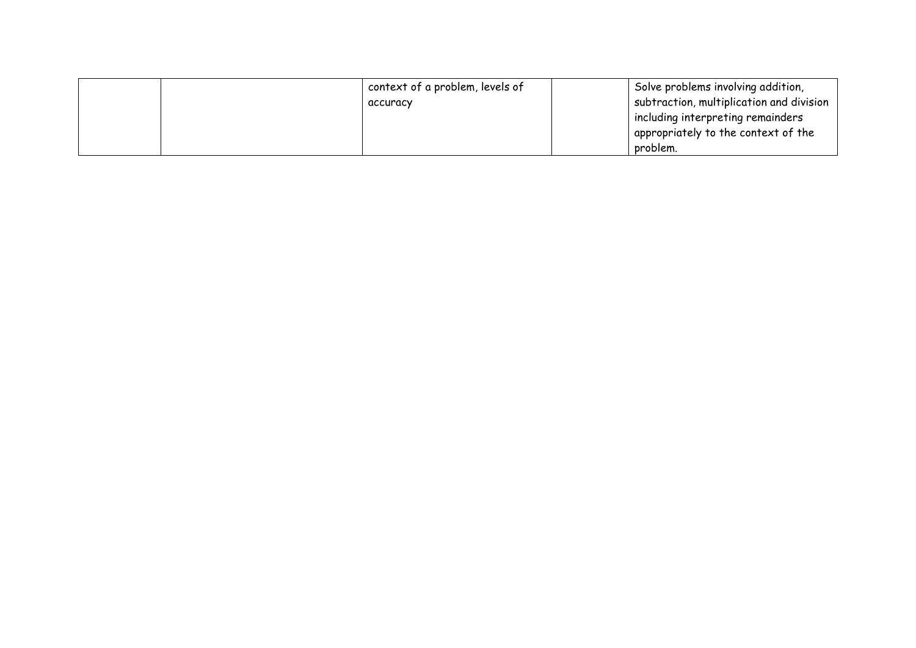| | | | | |
|---|---|---|---|---|
| | | context of a problem, levels of accuracy | | Solve problems involving addition, subtraction, multiplication and division including interpreting remainders appropriately to the context of the problem. |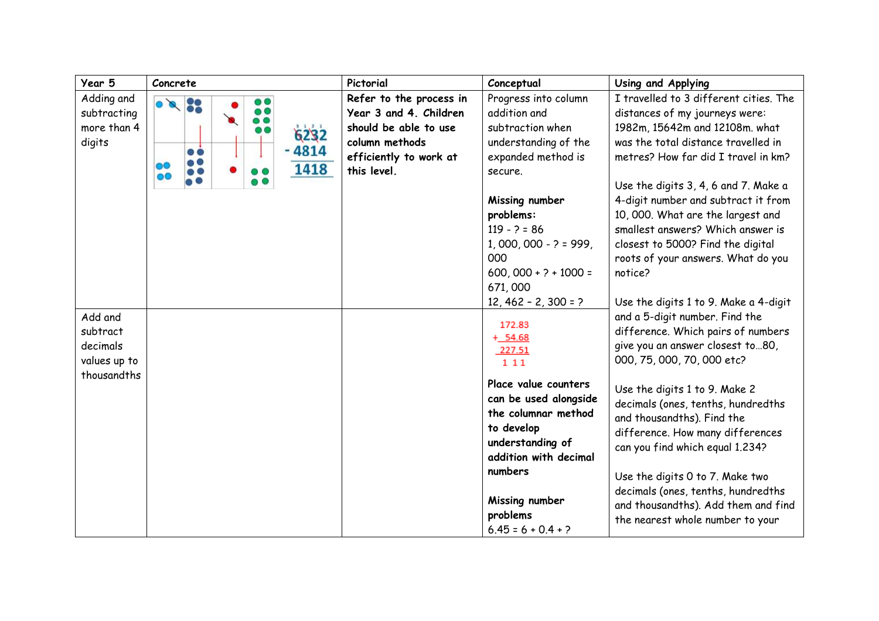| Year 5 | Concrete | Pictorial | Conceptual | Using and Applying |
|---|---|---|---|---|
| Adding and subtracting more than 4 digits | 6232 - 4814 = 1418 | **Refer to the process in Year 3 and 4. Children should be able to use column methods efficiently to work at this level.** | Progress into column addition and subtraction when understanding of the expanded method is secure.<br><br>**Missing number problems:**<br>119 - ? = 86<br>1, 000, 000 - ? = 999, 000<br>600, 000 + ? + 1000 = 671, 000<br>12, 462 – 2, 300 = ? | I travelled to 3 different cities. The distances of my journeys were: 1982m, 15642m and 12108m. what was the total distance travelled in metres? How far did I travel in km?<br><br>Use the digits 3, 4, 6 and 7. Make a 4-digit number and subtract it from 10, 000. What are the largest and smallest answers? Which answer is closest to 5000? Find the digital roots of your answers. What do you notice?<br><br>Use the digits 1 to 9. Make a 4-digit and a 5-digit number. Find the difference. Which pairs of numbers give you an answer closest to…80, 000, 75, 000, 70, 000 etc?<br><br>Use the digits 1 to 9. Make 2 decimals (ones, tenths, hundredths and thousandths). Find the difference. How many differences can you find which equal 1.234?<br><br>Use the digits 0 to 7. Make two decimals (ones, tenths, hundredths and thousandths). Add them and find the nearest whole number to your |
| Add and subtract decimals values up to thousandths | | | 172.83<br>+ 54.68<br>227.51<br>1 1 1<br><br>**Place value counters can be used alongside the columnar method to develop understanding of addition with decimal numbers**<br><br>**Missing number problems**<br>6.45 = 6 + 0.4 + ? | |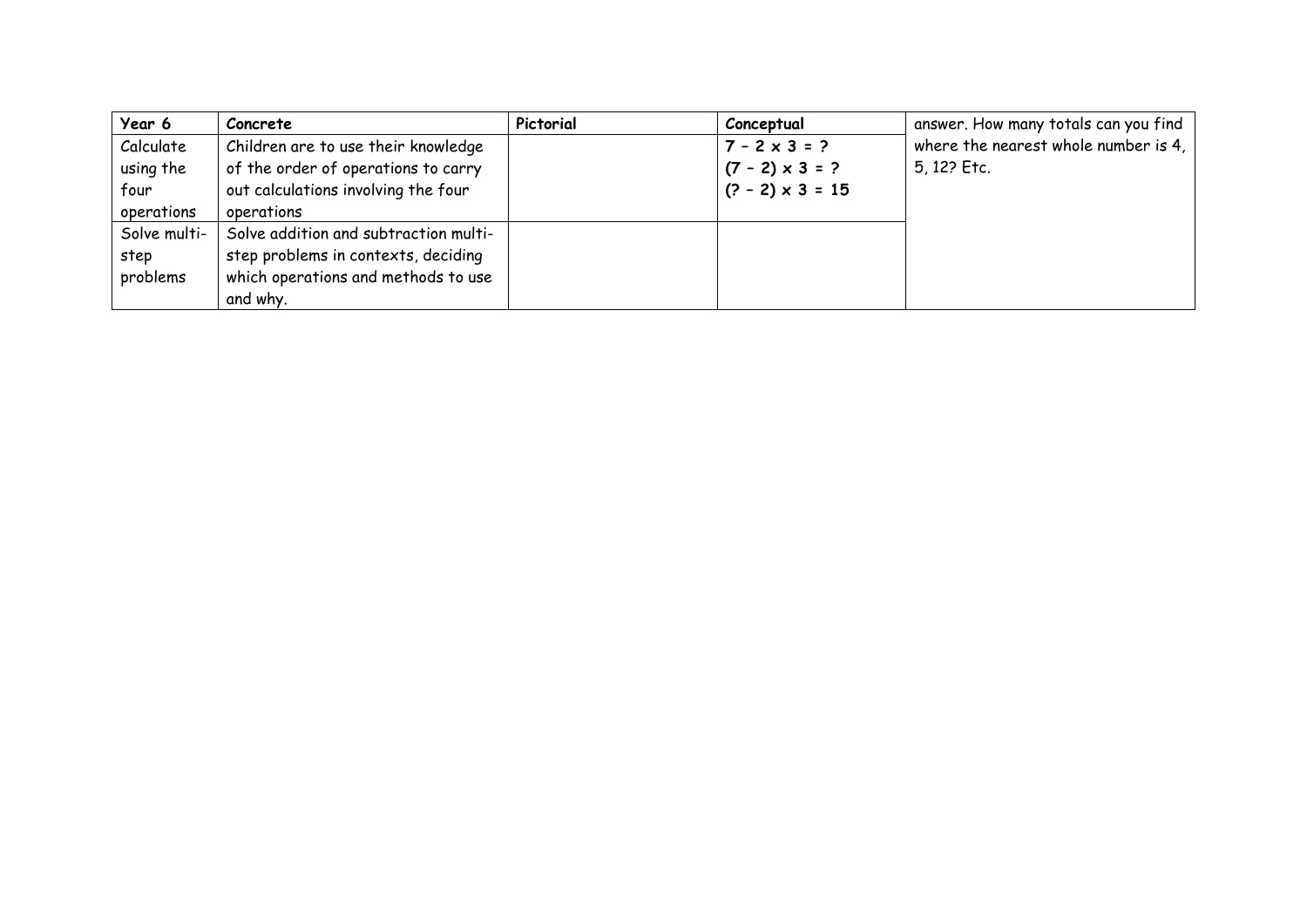| Year 6 | Concrete | Pictorial | Conceptual | answer. How many totals can you find where the nearest whole number is 4, 5, 12? Etc. |
|---|---|---|---|---|
| Calculate using the four operations | Children are to use their knowledge of the order of operations to carry out calculations involving the four operations | | **7 – 2 x 3 = ?**<br>**(7 – 2) x 3 = ?**<br>**(? – 2) x 3 = 15** | |
| Solve multi-step problems | Solve addition and subtraction multi-step problems in contexts, deciding which operations and methods to use and why. | | | |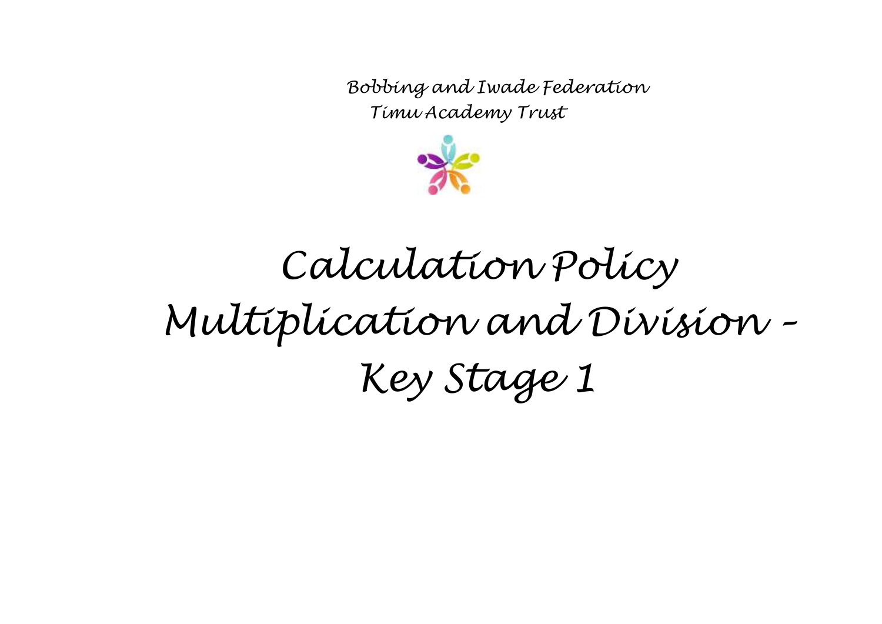Bobbing and Iwade Federation

Timu Academy Trust

# Calculation Policy

# Multiplication and Division – Key Stage 1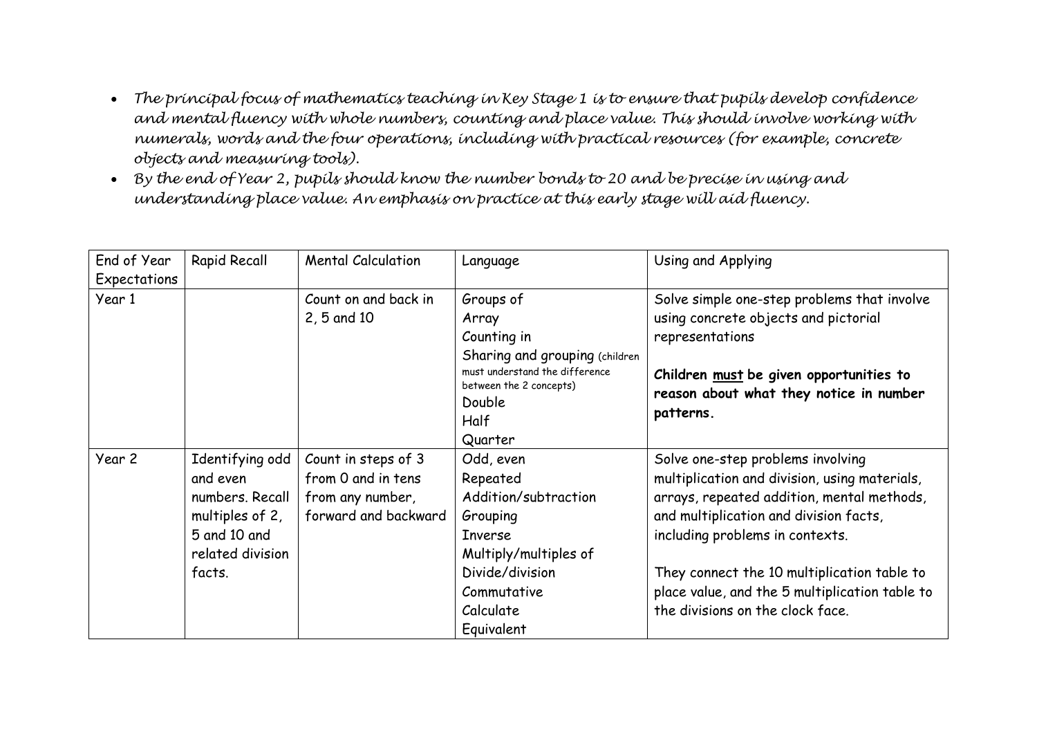- *The principal focus of mathematics teaching in Key Stage 1 is to ensure that pupils develop confidence and mental fluency with whole numbers, counting and place value. This should involve working with numerals, words and the four operations, including with practical resources (for example, concrete objects and measuring tools).*
- *By the end of Year 2, pupils should know the number bonds to 20 and be precise in using and understanding place value. An emphasis on practice at this early stage will aid fluency.*

| End of Year Expectations | Rapid Recall | Mental Calculation | Language | Using and Applying |
|---|---|---|---|---|
| Year 1 | | Count on and back in 2, 5 and 10 | Groups of<br>Array<br>Counting in<br>Sharing and grouping (children must understand the difference between the 2 concepts)<br>Double<br>Half<br>Quarter | Solve simple one-step problems that involve using concrete objects and pictorial representations<br><br>**Children <u>must</u> be given opportunities to reason about what they notice in number patterns.** |
| Year 2 | Identifying odd and even numbers. Recall multiples of 2, 5 and 10 and related division facts. | Count in steps of 3 from 0 and in tens from any number, forward and backward | Odd, even<br>Repeated<br>Addition/subtraction<br>Grouping<br>Inverse<br>Multiply/multiples of<br>Divide/division<br>Commutative<br>Calculate<br>Equivalent | Solve one-step problems involving multiplication and division, using materials, arrays, repeated addition, mental methods, and multiplication and division facts, including problems in contexts.<br><br>They connect the 10 multiplication table to place value, and the 5 multiplication table to the divisions on the clock face. |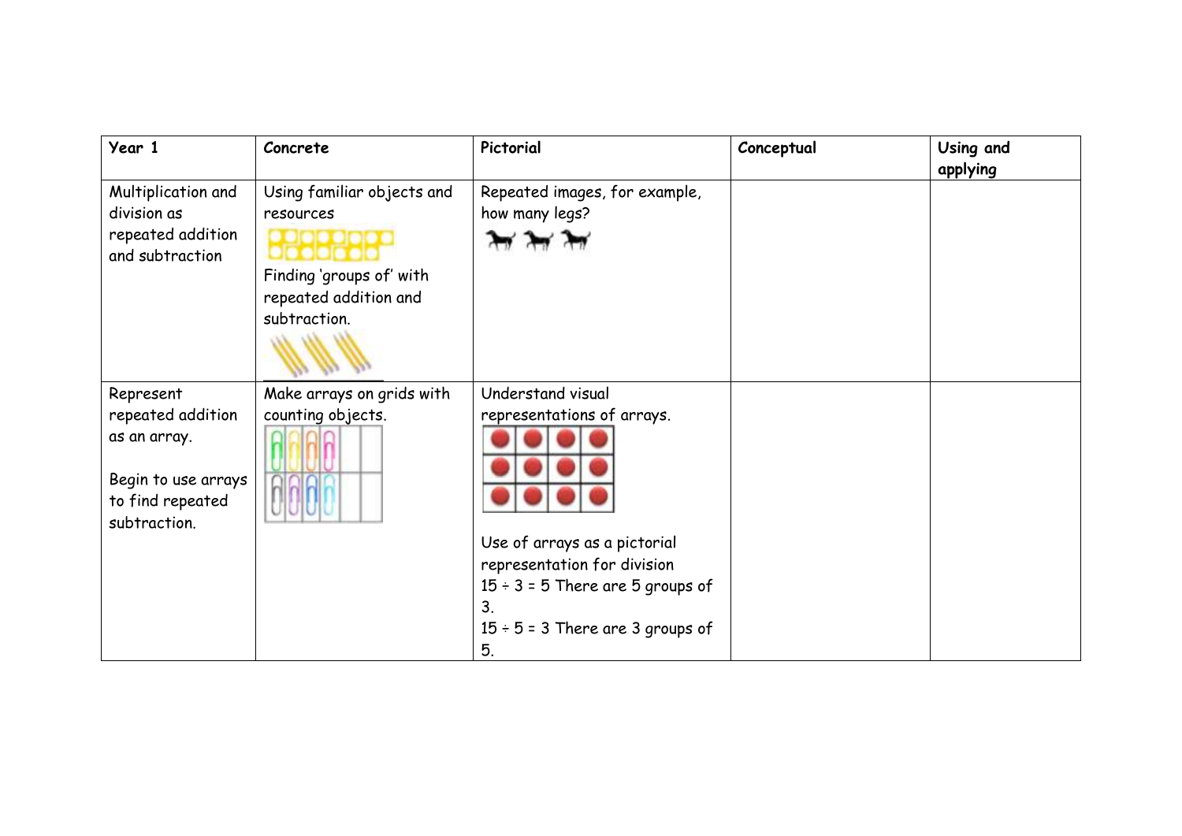| Year 1 | Concrete | Pictorial | Conceptual | Using and applying |
|---|---|---|---|---|
| Multiplication and division as repeated addition and subtraction | Using familiar objects and resources<br>Finding 'groups of' with repeated addition and subtraction. | Repeated images, for example, how many legs? | | |
| Represent repeated addition as an array.<br><br>Begin to use arrays to find repeated subtraction. | Make arrays on grids with counting objects. | Understand visual representations of arrays.<br><br>Use of arrays as a pictorial representation for division<br>$15 \div 3 = 5$ There are 5 groups of 3.<br>$15 \div 5 = 3$ There are 3 groups of 5. | | |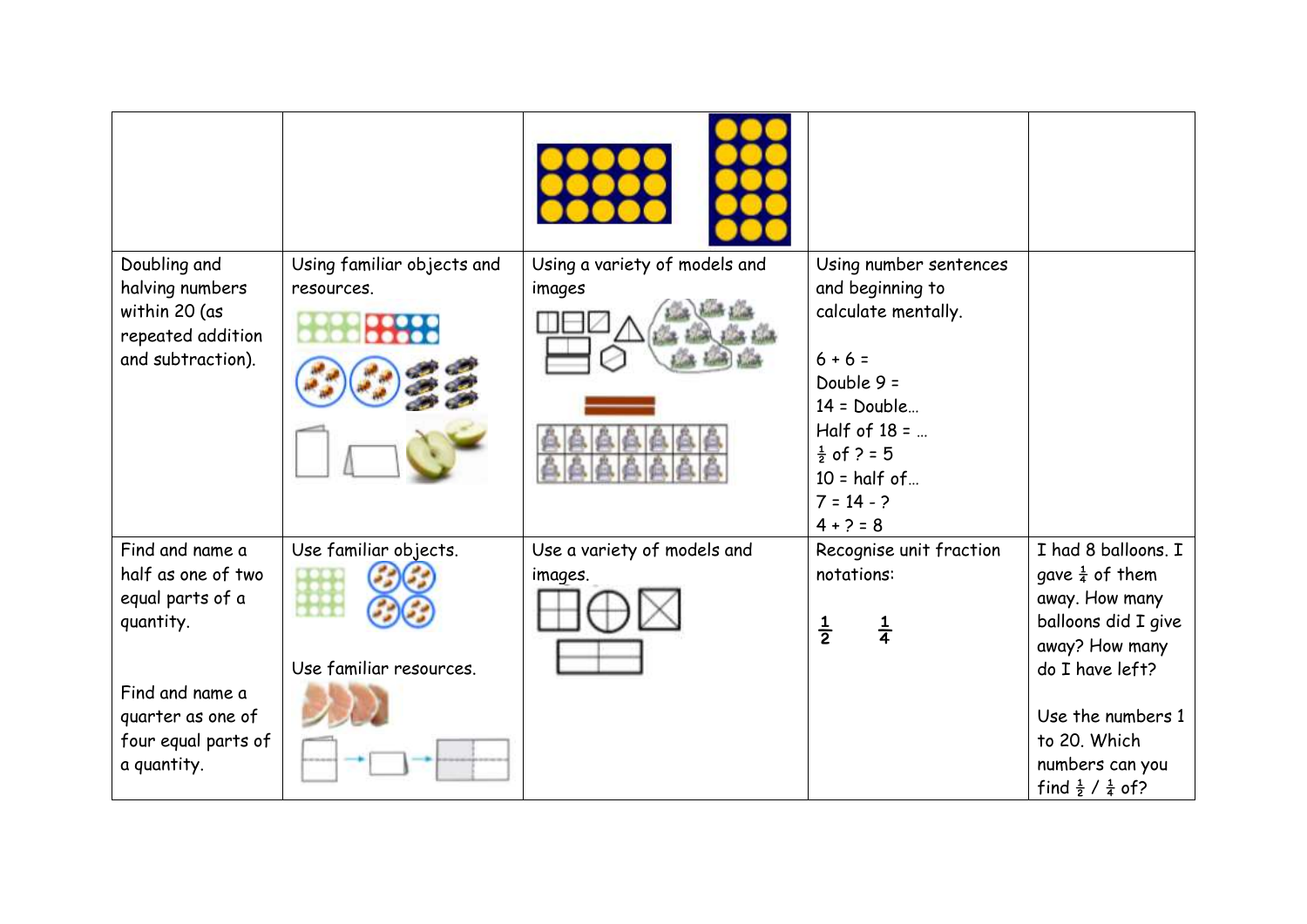| | | | | |
|---|---|---|---|---|
| | | | | |
| Doubling and halving numbers within 20 (as repeated addition and subtraction). | Using familiar objects and resources. | Using a variety of models and images | Using number sentences and beginning to calculate mentally.<br><br>6 + 6 =<br>Double 9 =<br>14 = Double…<br>Half of 18 = …<br>$\frac{1}{2}$ of ? = 5<br>10 = half of…<br>7 = 14 - ?<br>4 + ? = 8 | |
| Find and name a half as one of two equal parts of a quantity.<br><br>Find and name a quarter as one of four equal parts of a quantity. | Use familiar objects.<br><br>Use familiar resources. | Use a variety of models and images. | Recognise unit fraction notations:<br><br>$\frac{1}{2}$ $\frac{1}{4}$ | I had 8 balloons. I gave $\frac{1}{4}$ of them away. How many balloons did I give away? How many do I have left?<br><br>Use the numbers 1 to 20. Which numbers can you find $\frac{1}{2}$ / $\frac{1}{4}$ of? |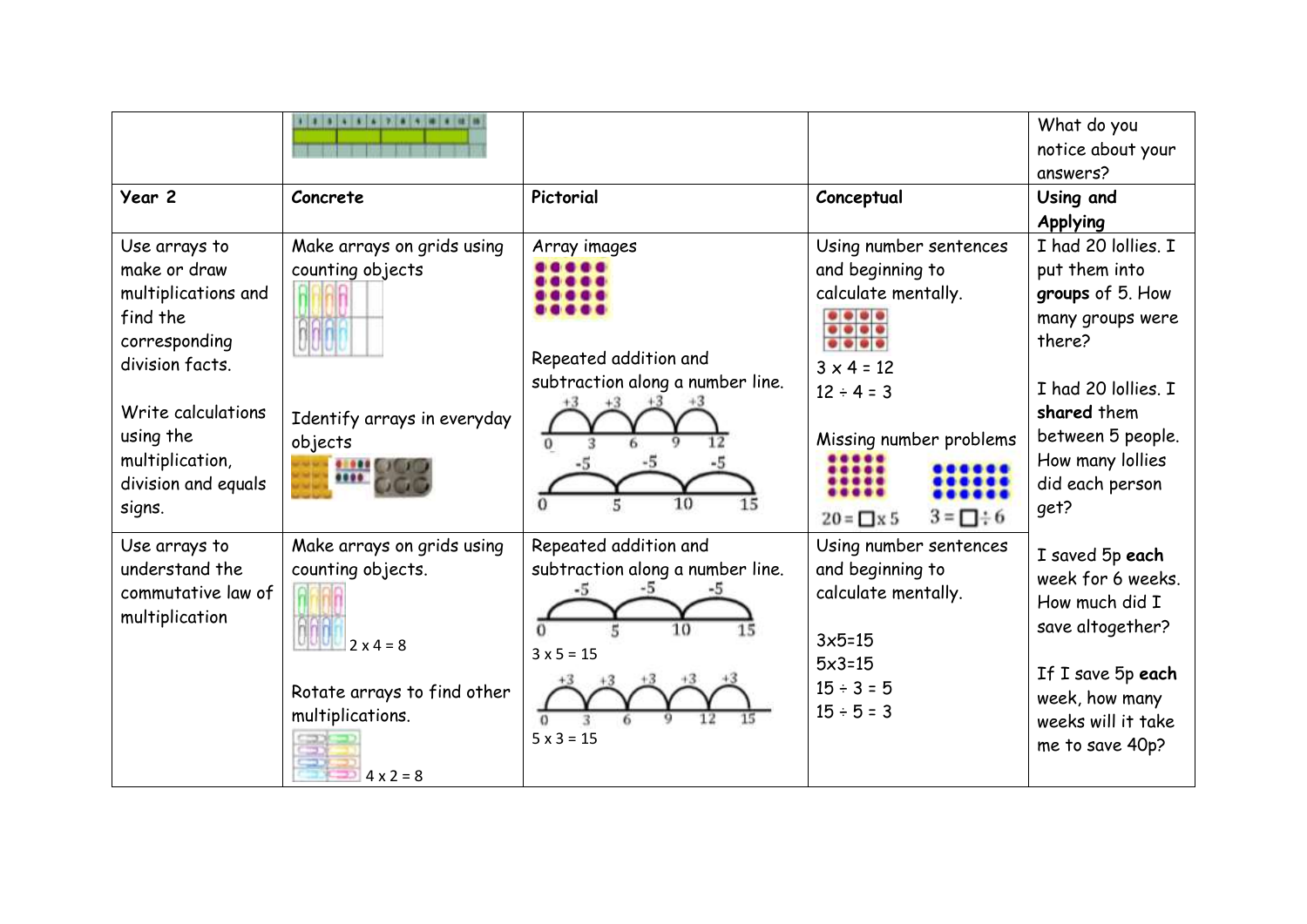| | | | | What do you notice about your answers? |
|---|---|---|---|---|
| **Year 2** | **Concrete** | **Pictorial** | **Conceptual** | **Using and Applying** |
| Use arrays to make or draw multiplications and find the corresponding division facts.<br><br>Write calculations using the multiplication, division and equals signs. | Make arrays on grids using counting objects<br><br>Identify arrays in everyday objects | Array images<br><br>Repeated addition and subtraction along a number line.<br>+3 +3 +3 +3<br>0 3 6 9 12<br>-5 -5 -5<br>0 5 10 15 | Using number sentences and beginning to calculate mentally.<br><br>3 x 4 = 12<br>12 ÷ 4 = 3<br><br>Missing number problems<br>20 = □ x 5   3 = □ ÷ 6 | I had 20 lollies. I put them into **groups** of 5. How many groups were there?<br><br>I had 20 lollies. I **shared** them between 5 people. How many lollies did each person get? |
| Use arrays to understand the commutative law of multiplication | Make arrays on grids using counting objects.<br>2 x 4 = 8<br><br>Rotate arrays to find other multiplications.<br>4 x 2 = 8 | Repeated addition and subtraction along a number line.<br>-5 -5 -5<br>0 5 10 15<br>3 x 5 = 15<br>+3 +3 +3 +3 +3<br>0 3 6 9 12 15<br>5 x 3 = 15 | Using number sentences and beginning to calculate mentally.<br><br>3x5=15<br>5x3=15<br>15 ÷ 3 = 5<br>15 ÷ 5 = 3 | I saved 5p **each** week for 6 weeks. How much did I save altogether?<br><br>If I save 5p **each** week, how many weeks will it take me to save 40p? |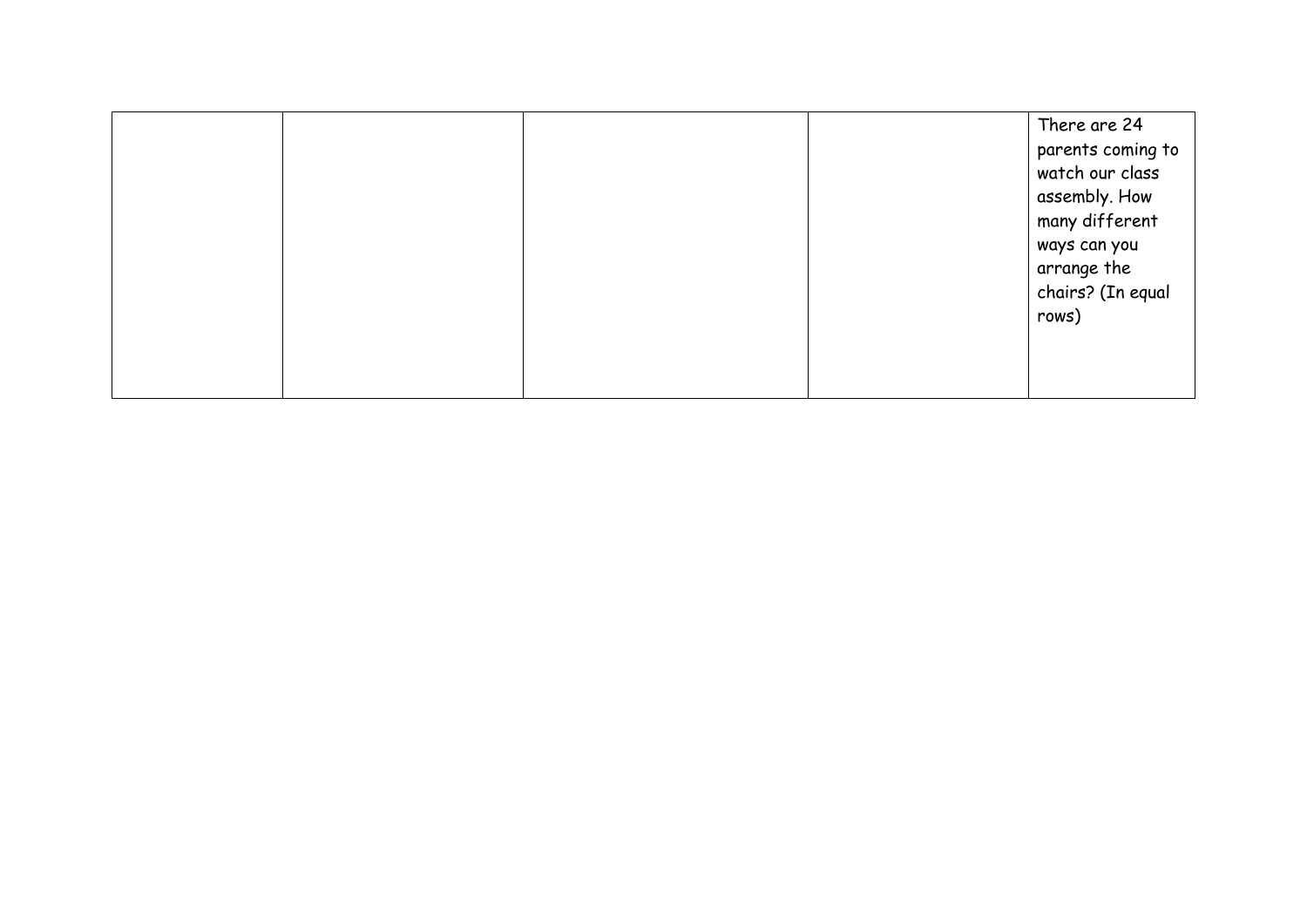| | | | | |
|---|---|---|---|---|
| | | | | There are 24 parents coming to watch our class assembly. How many different ways can you arrange the chairs? (In equal rows) |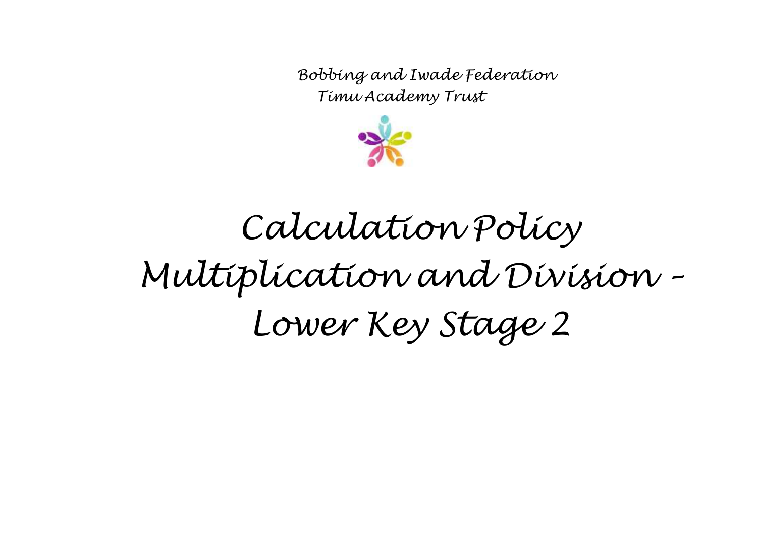Bobbing and Iwade Federation

Timu Academy Trust

# Calculation Policy Multiplication and Division - Lower Key Stage 2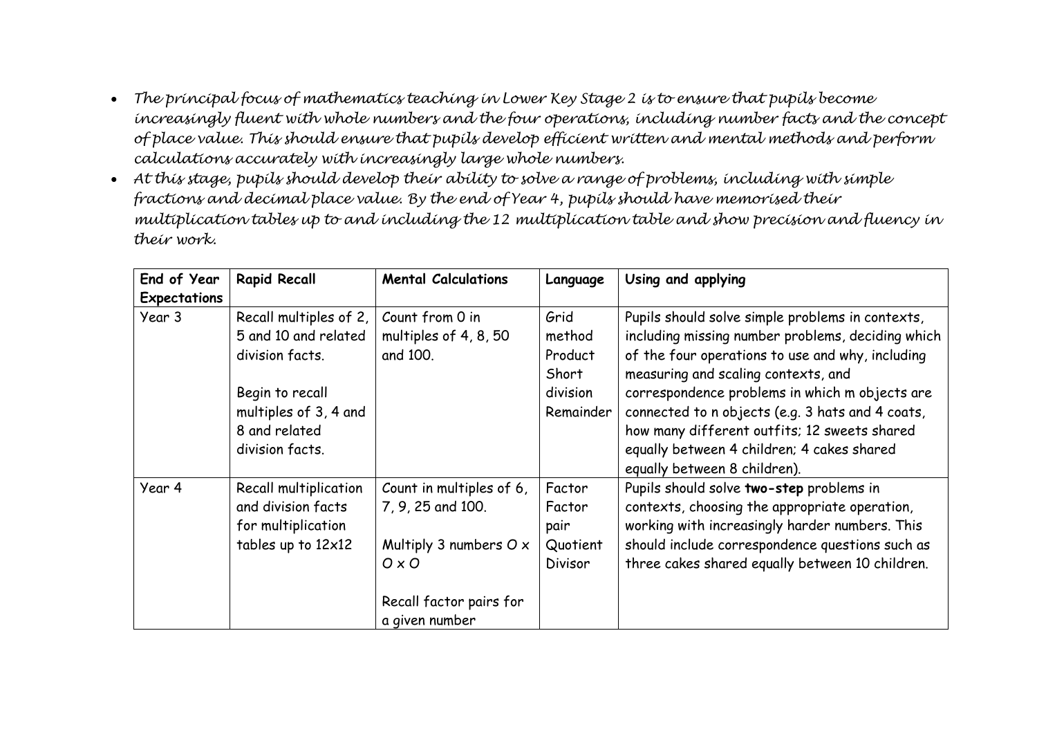- *The principal focus of mathematics teaching in Lower Key Stage 2 is to ensure that pupils become increasingly fluent with whole numbers and the four operations, including number facts and the concept of place value. This should ensure that pupils develop efficient written and mental methods and perform calculations accurately with increasingly large whole numbers.*
- *At this stage, pupils should develop their ability to solve a range of problems, including with simple fractions and decimal place value. By the end of Year 4, pupils should have memorised their multiplication tables up to and including the 12 multiplication table and show precision and fluency in their work.*

| End of Year Expectations | Rapid Recall | Mental Calculations | Language | Using and applying |
|---|---|---|---|---|
| Year 3 | Recall multiples of 2, 5 and 10 and related division facts.<br><br>Begin to recall multiples of 3, 4 and 8 and related division facts. | Count from 0 in multiples of 4, 8, 50 and 100. | Grid method<br>Product<br>Short division<br>Remainder | Pupils should solve simple problems in contexts, including missing number problems, deciding which of the four operations to use and why, including measuring and scaling contexts, and correspondence problems in which m objects are connected to n objects (e.g. 3 hats and 4 coats, how many different outfits; 12 sweets shared equally between 4 children; 4 cakes shared equally between 8 children). |
| Year 4 | Recall multiplication and division facts for multiplication tables up to 12x12 | Count in multiples of 6, 7, 9, 25 and 100.<br><br>Multiply 3 numbers O x O x O<br><br>Recall factor pairs for a given number | Factor<br>Factor pair<br>Quotient<br>Divisor | Pupils should solve **two-step** problems in contexts, choosing the appropriate operation, working with increasingly harder numbers. This should include correspondence questions such as three cakes shared equally between 10 children. |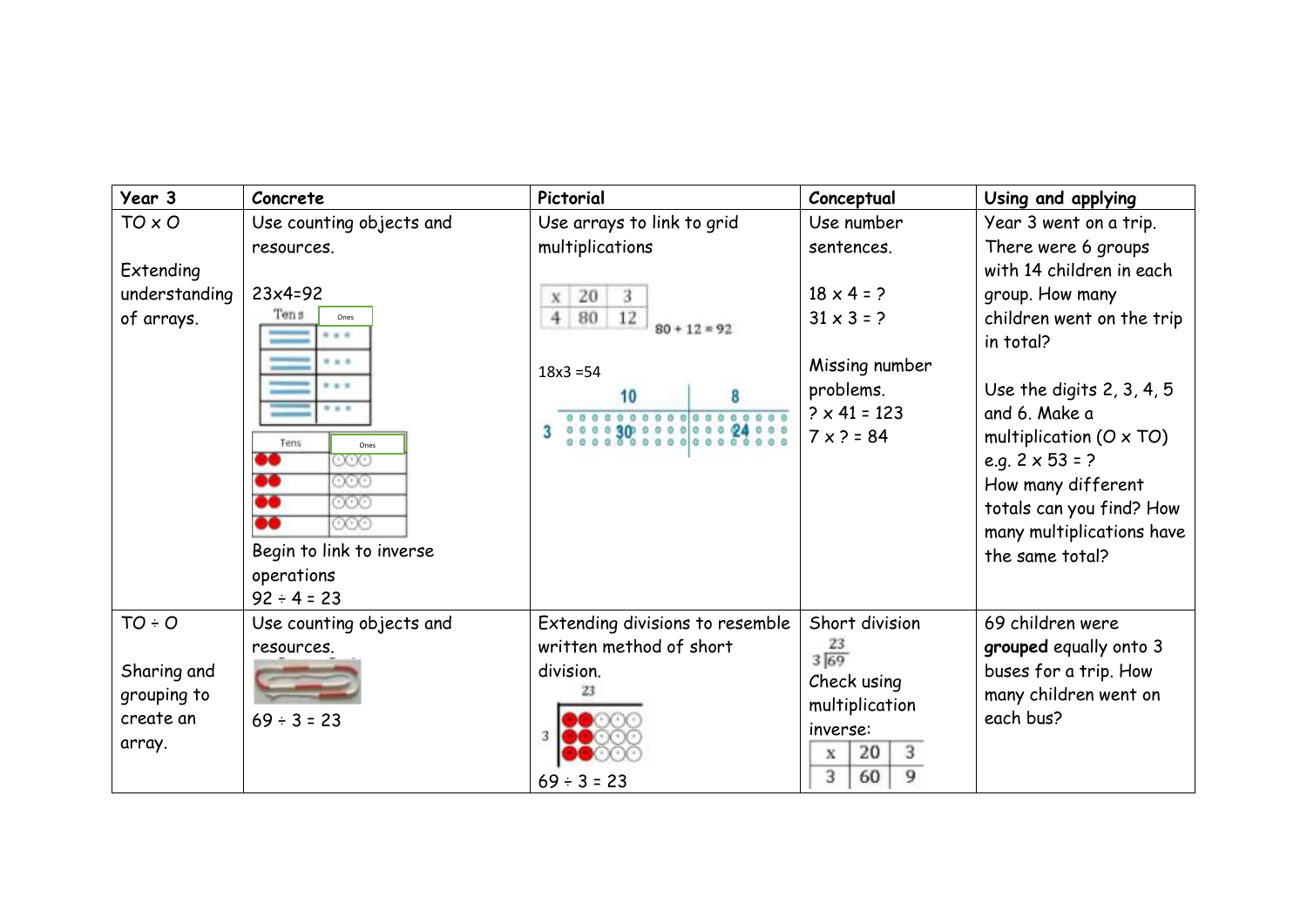| Year 3 | Concrete | Pictorial | Conceptual | Using and applying |
|---|---|---|---|---|
| TO x O<br><br>Extending understanding of arrays. | Use counting objects and resources.<br><br>23x4=92<br><br>Tens / Ones<br><br>Tens / Ones<br><br>Begin to link to inverse operations<br>92 ÷ 4 = 23 | Use arrays to link to grid multiplications<br><br>x / 20 / 3<br>4 / 80 / 12<br>80 + 12 = 92<br><br>18x3 =54<br>10 / 8<br>3 / 30 / 24 | Use number sentences.<br><br>18 x 4 = ?<br>31 x 3 = ?<br><br>Missing number problems.<br>? x 41 = 123<br>7 x ? = 84 | Year 3 went on a trip. There were 6 groups with 14 children in each group. How many children went on the trip in total?<br><br>Use the digits 2, 3, 4, 5 and 6. Make a multiplication (O x TO) e.g. 2 x 53 = ?<br>How many different totals can you find? How many multiplications have the same total? |
| TO ÷ O<br><br>Sharing and grouping to create an array. | Use counting objects and resources.<br><br>69 ÷ 3 = 23 | Extending divisions to resemble written method of short division.<br><br>23<br>3<br><br>69 ÷ 3 = 23 | Short division<br>23<br>3⟌69<br>Check using multiplication inverse:<br><br>x / 20 / 3<br>3 / 60 / 9 | 69 children were **grouped** equally onto 3 buses for a trip. How many children went on each bus? |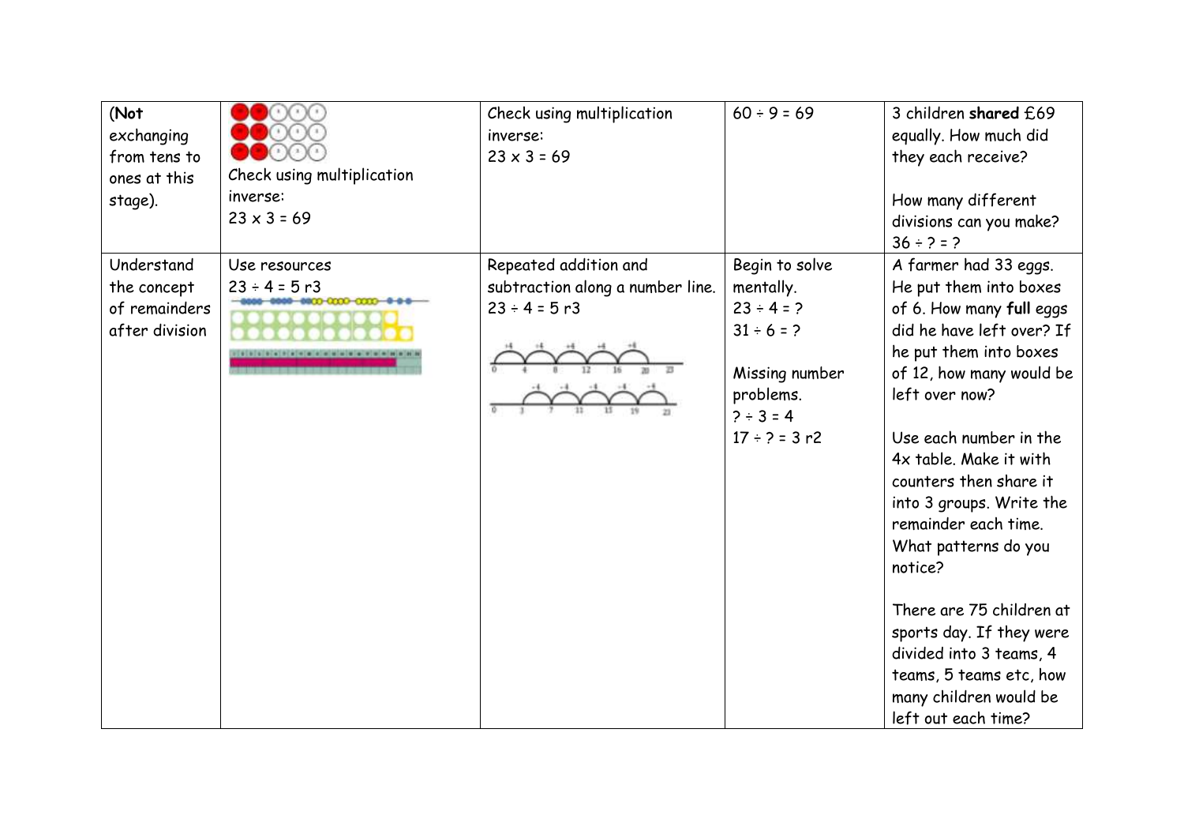| | | | | |
|---|---|---|---|---|
| (**Not** exchanging from tens to ones at this stage). | Check using multiplication inverse:<br>23 x 3 = 69 | Check using multiplication inverse:<br>23 x 3 = 69 | 60 ÷ 9 = 69 | 3 children **shared** £69 equally. How much did they each receive?<br><br>How many different divisions can you make?<br>36 ÷ ? = ? |
| Understand the concept of remainders after division | Use resources<br>23 ÷ 4 = 5 r3 | Repeated addition and subtraction along a number line.<br>23 ÷ 4 = 5 r3 | Begin to solve mentally.<br>23 ÷ 4 = ?<br>31 ÷ 6 = ?<br><br>Missing number problems.<br>? ÷ 3 = 4<br>17 ÷ ? = 3 r2 | A farmer had 33 eggs. He put them into boxes of 6. How many **full** eggs did he have left over? If he put them into boxes of 12, how many would be left over now?<br><br>Use each number in the 4x table. Make it with counters then share it into 3 groups. Write the remainder each time. What patterns do you notice?<br><br>There are 75 children at sports day. If they were divided into 3 teams, 4 teams, 5 teams etc, how many children would be left out each time? |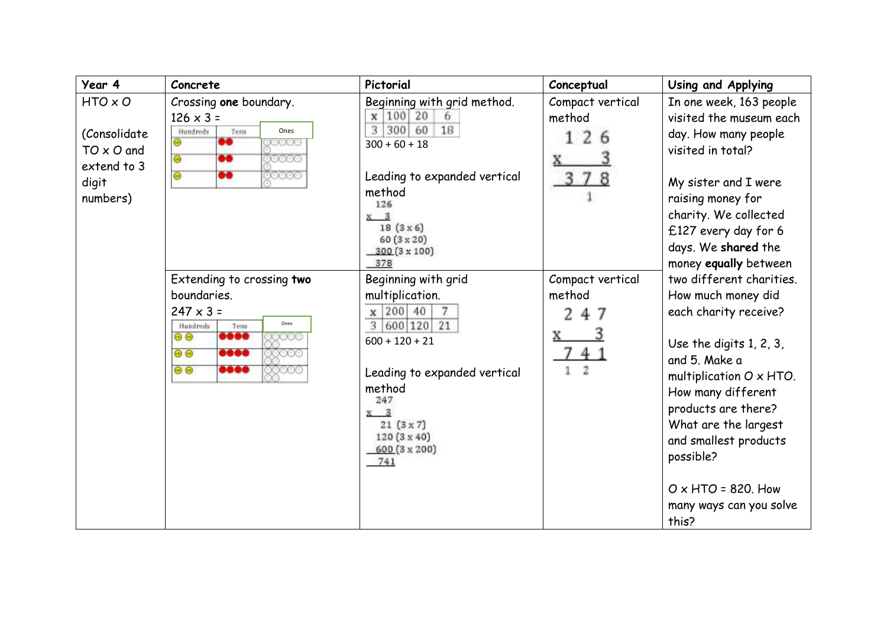| Year 4 | Concrete | Pictorial | Conceptual | Using and Applying |
|---|---|---|---|---|
| HTO x O<br><br>(Consolidate TO x O and extend to 3 digit numbers) | Crossing **one** boundary.<br>126 x 3 =<br>Hundreds / Tens / Ones | Beginning with grid method.<br>x / 100 / 20 / 6<br>3 / 300 / 60 / 18<br>300 + 60 + 18<br><br>Leading to expanded vertical method<br>126<br>x 3<br>18 (3 x 6)<br>60 (3 x 20)<br>300 (3 x 100)<br>378 | Compact vertical method<br>1 2 6<br>x 3<br>3 7 8<br>1 | In one week, 163 people visited the museum each day. How many people visited in total?<br><br>My sister and I were raising money for charity. We collected £127 every day for 6 days. We **shared** the money **equally** between two different charities. How much money did each charity receive?<br><br>Use the digits 1, 2, 3, and 5. Make a multiplication O x HTO. How many different products are there? What are the largest and smallest products possible?<br><br>O x HTO = 820. How many ways can you solve this? |
| | Extending to crossing **two** boundaries.<br>247 x 3 =<br>Hundreds / Tens / Ones | Beginning with grid multiplication.<br>x / 200 / 40 / 7<br>3 / 600 / 120 / 21<br>600 + 120 + 21<br><br>Leading to expanded vertical method<br>247<br>x 3<br>21 (3 x 7)<br>120 (3 x 40)<br>600 (3 x 200)<br>741 | Compact vertical method<br>2 4 7<br>x 3<br>7 4 1<br>1 2 | |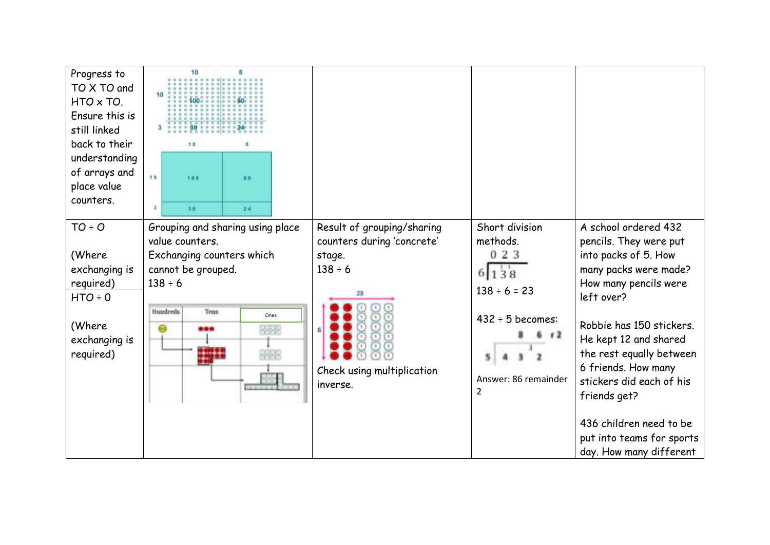| | | | | |
|---|---|---|---|---|
| Progress to TO X TO and HTO x TO. Ensure this is still linked back to their understanding of arrays and place value counters. | | | | |
| TO ÷ O<br><br>(Where exchanging is required)<br>HTO ÷ 0<br><br>(Where exchanging is required) | Grouping and sharing using place value counters.<br>Exchanging counters which cannot be grouped.<br>138 ÷ 6 | Result of grouping/sharing counters during 'concrete' stage.<br>138 ÷ 6<br><br>Check using multiplication inverse. | Short division methods.<br>$6\overline{)1\,3\,8}$ = 0 2 3<br>138 ÷ 6 = 23<br><br>432 ÷ 5 becomes:<br>$5\overline{)4\,3\,2}$ = 8 6 r 2<br><br>Answer: 86 remainder 2 | A school ordered 432 pencils. They were put into packs of 5. How many packs were made? How many pencils were left over?<br><br>Robbie has 150 stickers. He kept 12 and shared the rest equally between 6 friends. How many stickers did each of his friends get?<br><br>436 children need to be put into teams for sports day. How many different |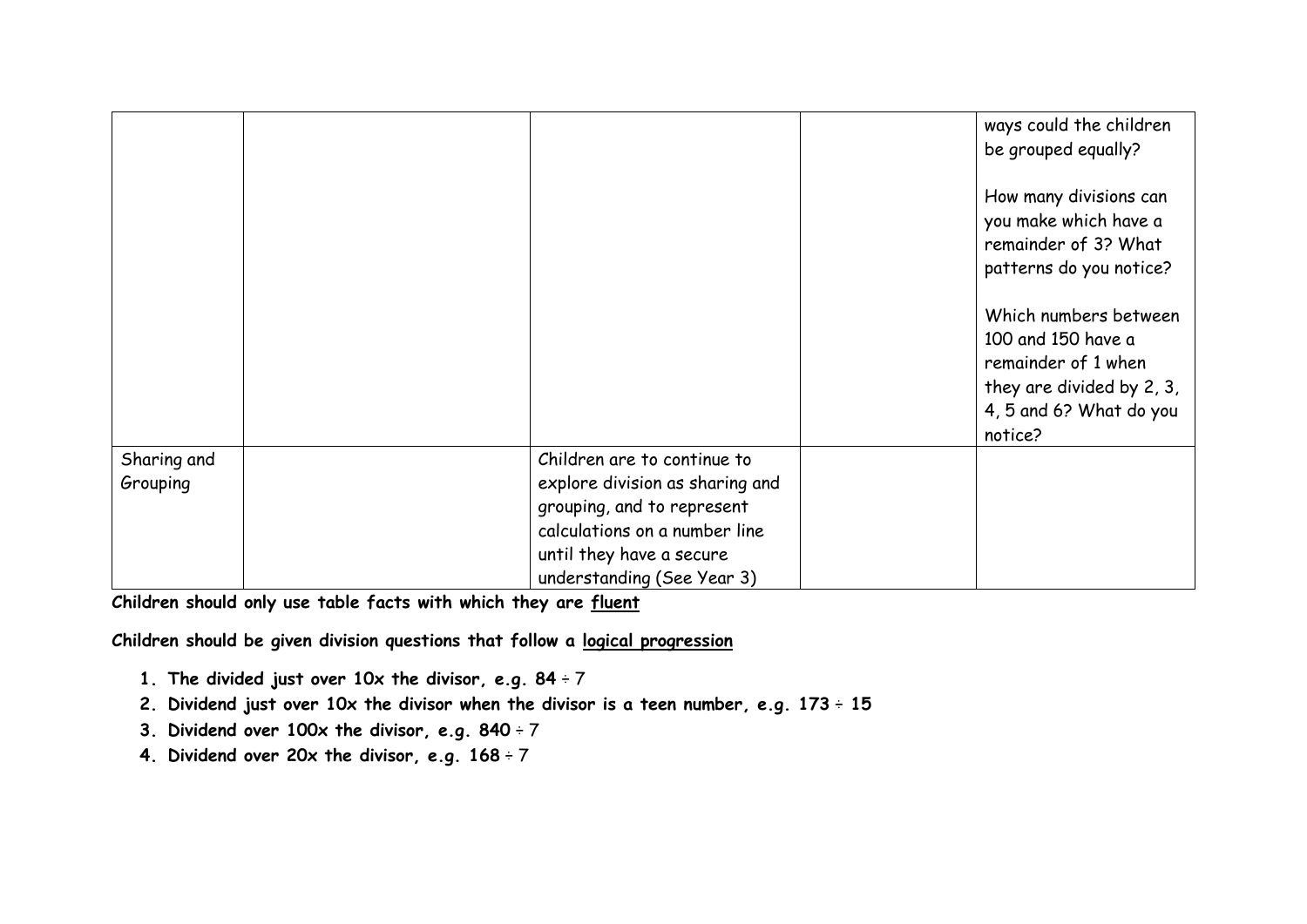| | | | | |
|---|---|---|---|---|
| | | | | ways could the children be grouped equally?<br><br>How many divisions can you make which have a remainder of 3? What patterns do you notice?<br><br>Which numbers between 100 and 150 have a remainder of 1 when they are divided by 2, 3, 4, 5 and 6? What do you notice? |
| Sharing and Grouping | | Children are to continue to explore division as sharing and grouping, and to represent calculations on a number line until they have a secure understanding (See Year 3) | | |

**Children should only use table facts with which they are <u>fluent</u>**

**Children should be given division questions that follow a <u>logical progression</u>**

1. **The divided just over 10x the divisor, e.g. 84 ÷ 7**
2. **Dividend just over 10x the divisor when the divisor is a teen number, e.g. 173 ÷ 15**
3. **Dividend over 100x the divisor, e.g. 840 ÷ 7**
4. **Dividend over 20x the divisor, e.g. 168 ÷ 7**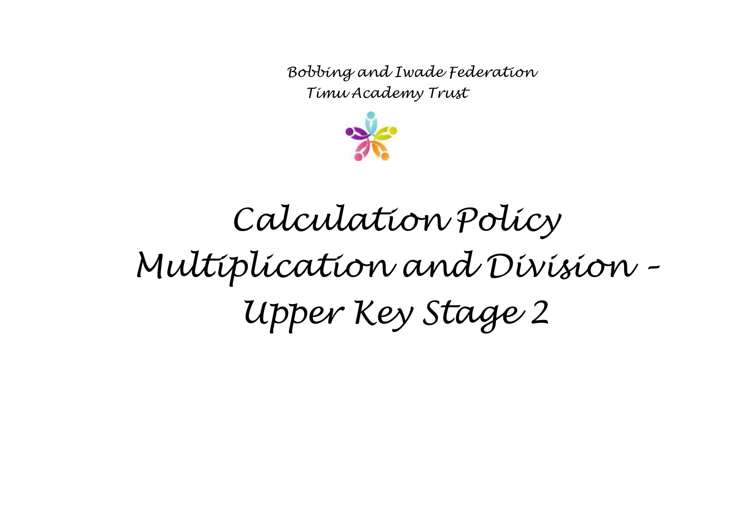Bobbing and Iwade Federation

Timu Academy Trust

# Calculation Policy
# Multiplication and Division - Upper Key Stage 2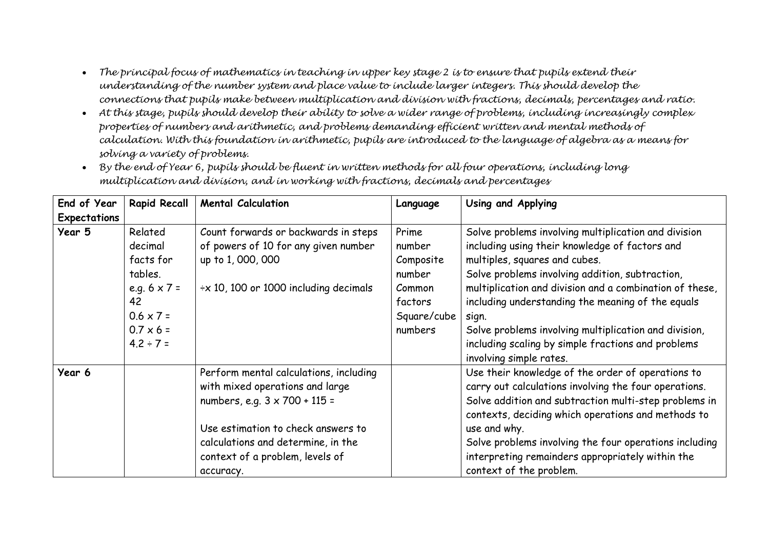- *The principal focus of mathematics in teaching in upper key stage 2 is to ensure that pupils extend their understanding of the number system and place value to include larger integers. This should develop the connections that pupils make between multiplication and division with fractions, decimals, percentages and ratio.*
- *At this stage, pupils should develop their ability to solve a wider range of problems, including increasingly complex properties of numbers and arithmetic, and problems demanding efficient written and mental methods of calculation. With this foundation in arithmetic, pupils are introduced to the language of algebra as a means for solving a variety of problems.*
- *By the end of Year 6, pupils should be fluent in written methods for all four operations, including long multiplication and division, and in working with fractions, decimals and percentages*

| End of Year Expectations | Rapid Recall | Mental Calculation | Language | Using and Applying |
|---|---|---|---|---|
| **Year 5** | Related decimal facts for tables.<br>e.g. 6 x 7 = 42<br>0.6 x 7 =<br>0.7 x 6 =<br>4.2 ÷ 7 = | Count forwards or backwards in steps of powers of 10 for any given number up to 1, 000, 000<br><br>÷x 10, 100 or 1000 including decimals | Prime number<br>Composite number<br>Common factors<br>Square/cube numbers | Solve problems involving multiplication and division including using their knowledge of factors and multiples, squares and cubes.<br>Solve problems involving addition, subtraction, multiplication and division and a combination of these, including understanding the meaning of the equals sign.<br>Solve problems involving multiplication and division, including scaling by simple fractions and problems involving simple rates. |
| **Year 6** | | Perform mental calculations, including with mixed operations and large numbers, e.g. 3 x 700 + 115 =<br><br>Use estimation to check answers to calculations and determine, in the context of a problem, levels of accuracy. | | Use their knowledge of the order of operations to carry out calculations involving the four operations.<br>Solve addition and subtraction multi-step problems in contexts, deciding which operations and methods to use and why.<br>Solve problems involving the four operations including interpreting remainders appropriately within the context of the problem. |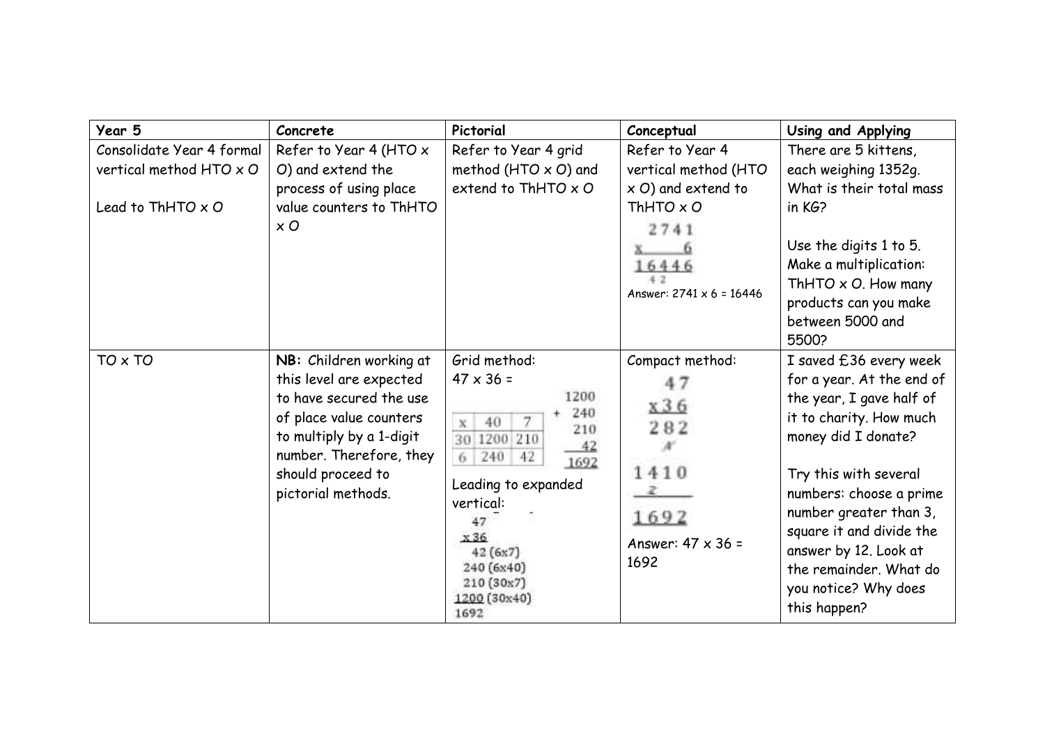| Year 5 | Concrete | Pictorial | Conceptual | Using and Applying |
| --- | --- | --- | --- | --- |
| Consolidate Year 4 formal vertical method HTO x O<br><br>Lead to ThHTO x O | Refer to Year 4 (HTO x O) and extend the process of using place value counters to ThHTO x O | Refer to Year 4 grid method (HTO x O) and extend to ThHTO x O | Refer to Year 4 vertical method (HTO x O) and extend to ThHTO x O<br>2741<br>x 6<br>16446<br>4 2<br>Answer: 2741 x 6 = 16446 | There are 5 kittens, each weighing 1352g. What is their total mass in KG?<br><br>Use the digits 1 to 5. Make a multiplication: ThHTO x O. How many products can you make between 5000 and 5500? |
| TO x TO | **NB:** Children working at this level are expected to have secured the use of place value counters to multiply by a 1-digit number. Therefore, they should proceed to pictorial methods. | Grid method:<br>47 x 36 =<br>(x, 40, 7 / 30, 1200, 210 / 6, 240, 42)<br>1200 + 240 + 210 + 42 = 1692<br><br>Leading to expanded vertical:<br>47<br>x 36<br>42 (6x7)<br>240 (6x40)<br>210 (30x7)<br>1200 (30x40)<br>1692 | Compact method:<br>47<br>x 36<br>282<br>4<br>1410<br>2<br>1692<br>Answer: 47 x 36 = 1692 | I saved £36 every week for a year. At the end of the year, I gave half of it to charity. How much money did I donate?<br><br>Try this with several numbers: choose a prime number greater than 3, square it and divide the answer by 12. Look at the remainder. What do you notice? Why does this happen? |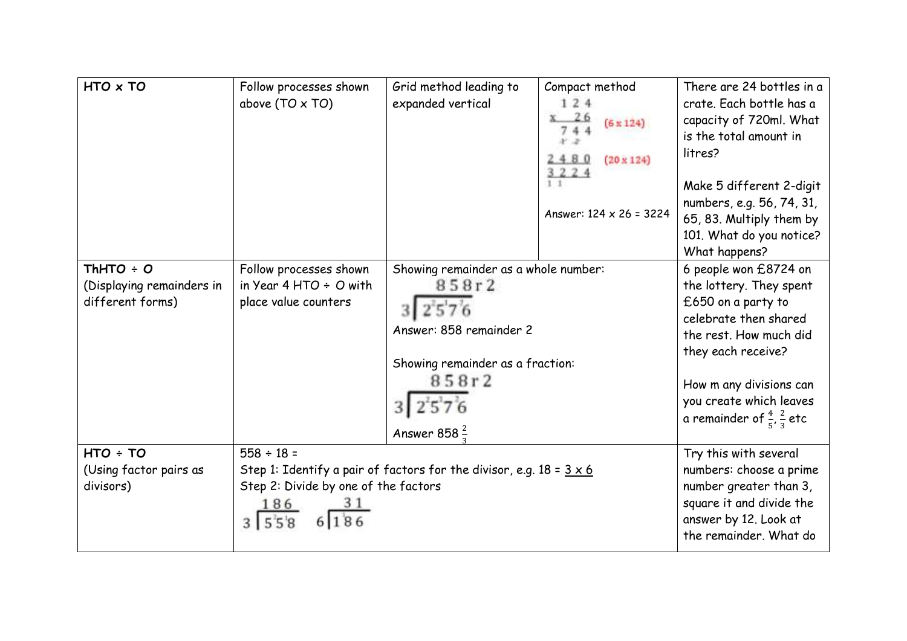| HTO x TO | Follow processes shown above (TO x TO) | Grid method leading to expanded vertical | Compact method<br>$$\begin{array}{r} 1\,2\,4 \\ \times \quad 2\,6 \\ \hline 7\,4\,4 \\ 2\,4\,8\,0 \\ \hline 3\,2\,2\,4 \end{array}$$ (6 x 124)<br>(20 x 124)<br>Answer: 124 x 26 = 3224 | There are 24 bottles in a crate. Each bottle has a capacity of 720ml. What is the total amount in litres?<br><br>Make 5 different 2-digit numbers, e.g. 56, 74, 31, 65, 83. Multiply them by 101. What do you notice? What happens? |
|---|---|---|---|---|
| **ThHTO ÷ O**<br>(Displaying remainders in different forms) | Follow processes shown in Year 4 HTO ÷ O with place value counters | Showing remainder as a whole number:<br>$3 \overline{)2576}$ = 858 r 2<br>Answer: 858 remainder 2<br><br>Showing remainder as a fraction:<br>$3 \overline{)2576}$ = 858 r 2<br>Answer $858\frac{2}{3}$ | | 6 people won £8724 on the lottery. They spent £650 on a party to celebrate then shared the rest. How much did they each receive?<br><br>How m any divisions can you create which leaves a remainder of $\frac{4}{5}$, $\frac{2}{3}$ etc |
| **HTO ÷ TO**<br>(Using factor pairs as divisors) | 558 ÷ 18 =<br>Step 1: Identify a pair of factors for the divisor, e.g. 18 = 3 x 6<br>Step 2: Divide by one of the factors<br>$3 \overline{)558}$ = 186 &nbsp;&nbsp; $6 \overline{)186}$ = 31 | | | Try this with several numbers: choose a prime number greater than 3, square it and divide the answer by 12. Look at the remainder. What do |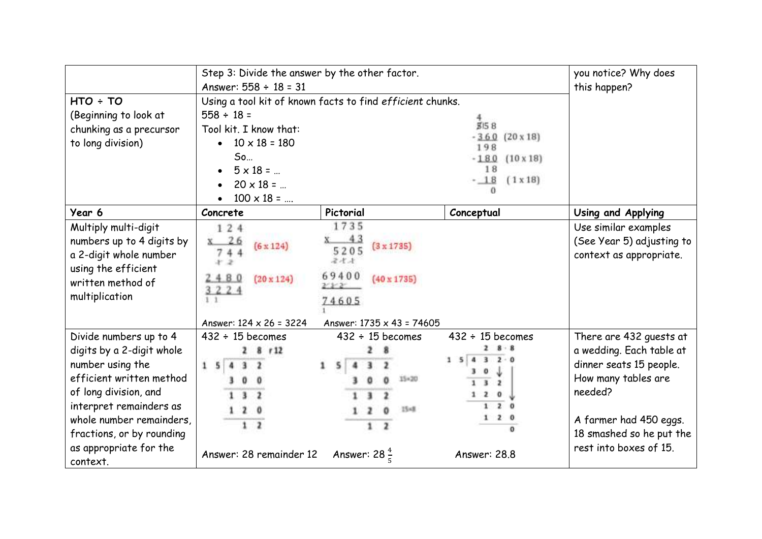|  | Step 3: Divide the answer by the other factor.<br>Answer: 558 ÷ 18 = 31 | | | you notice? Why does this happen? |
|---|---|---|---|---|
| **HTO ÷ TO**<br>(Beginning to look at chunking as a precursor to long division) | Using a tool kit of known facts to find *efficient* chunks.<br>558 ÷ 18 =<br>Tool kit. I know that:<br>• 10 x 18 = 180<br>So…<br>• 5 x 18 = …<br>• 20 x 18 = …<br>• 100 x 18 = ….<br><br>558<br>- 360 (20 x 18)<br>198<br>- 180 (10 x 18)<br>18<br>- 18 (1 x 18)<br>0 | | |  |
| **Year 6** | **Concrete** | **Pictorial** | **Conceptual** | **Using and Applying** |
| Multiply multi-digit numbers up to 4 digits by a 2-digit whole number using the efficient written method of multiplication | 124<br>x 26<br>744 (6 x 124)<br>2480 (20 x 124)<br>3224<br><br>Answer: 124 x 26 = 3224 | 1735<br>x 43<br>5205 (3 x 1735)<br>69400 (40 x 1735)<br>74605<br><br>Answer: 1735 x 43 = 74605 |  | Use similar examples (See Year 5) adjusting to context as appropriate. |
| Divide numbers up to 4 digits by a 2-digit whole number using the efficient written method of long division, and interpret remainders as whole number remainders, fractions, or by rounding as appropriate for the context. | 432 ÷ 15 becomes<br>28 r12<br>15 ⟌ 432<br>300<br>132<br>120<br>12<br><br>Answer: 28 remainder 12 | 432 ÷ 15 becomes<br>28<br>15 ⟌ 432<br>300 (15×20)<br>132<br>120 (15×8)<br>12<br><br>Answer: $28\frac{4}{5}$ | 432 ÷ 15 becomes<br>28·8<br>15 ⟌ 432·0<br>30<br>132<br>120<br>120<br>120<br>0<br><br>Answer: 28.8 | There are 432 guests at a wedding. Each table at dinner seats 15 people. How many tables are needed?<br><br>A farmer had 450 eggs. 18 smashed so he put the rest into boxes of 15. |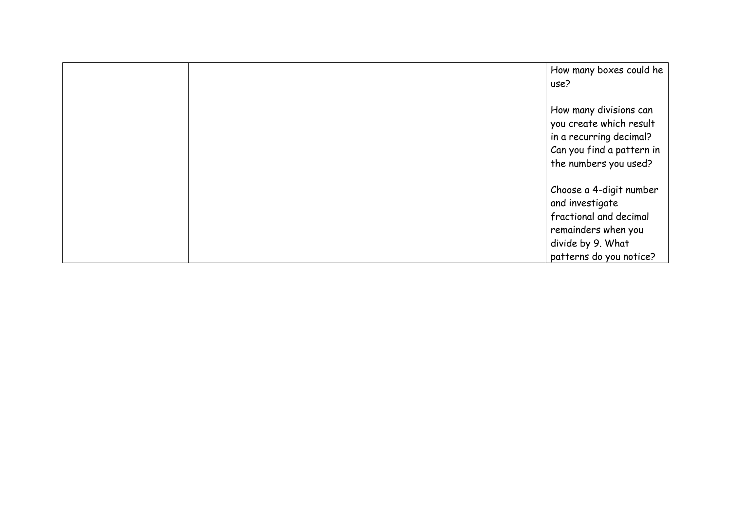| | | |
|---|---|---|
| | | How many boxes could he use?<br><br>How many divisions can you create which result in a recurring decimal? Can you find a pattern in the numbers you used?<br><br>Choose a 4-digit number and investigate fractional and decimal remainders when you divide by 9. What patterns do you notice? |